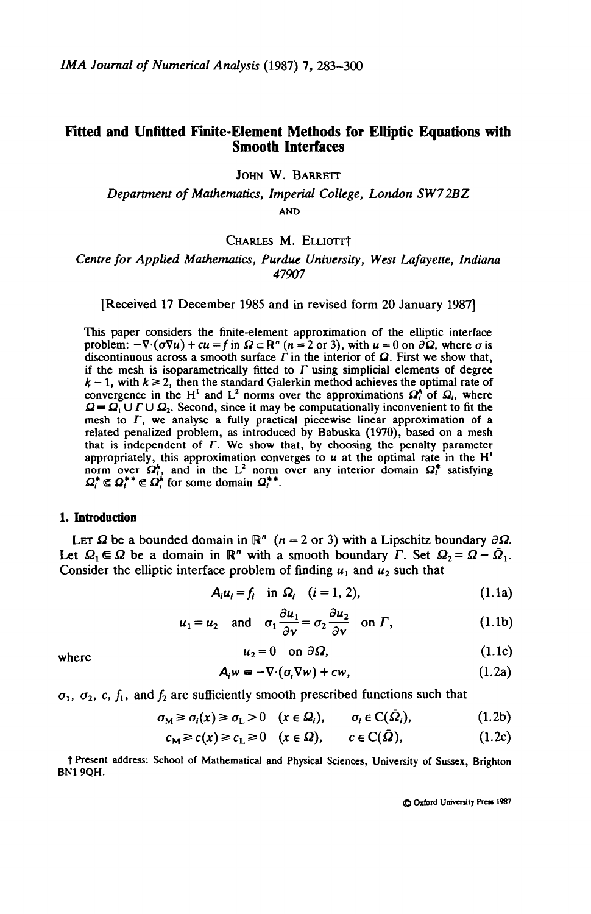# Fitted and Unfitted Finite-Element Methods for Elliptic Equations with Smooth Interfaces

JOHN W. BARRETT

*Department of Mathematics, Imperial College, London SW7 2BZ*

AND

CHARLES M. ELLIOTT†

*Centre for Applied Mathematics, Purdue University, West Lafayette, Indiana 47907*

[Received 17 December 1985 and in revised form 20 January 1987]

This paper considers the finite-element approximation of the elliptic interface problem: $-\nabla\cdot(\sigma\nabla u)+cu=f$ in $\Omega\subset\mathbb{R}^n$ ($n=2$ or 3), with $u=0$ on $\partial\Omega$, where $\sigma$ is discontinuous across a smooth surface $\Gamma$ in the interior of $\Omega$. First we show that, if the mesh is isoparametrically fitted to $\Gamma$ using simplicial elements of degree $k-1$, with $k\geqslant 2$, then the standard Galerkin method achieves the optimal rate of convergence in the $H^1$ and $L^2$ norms over the approximations $\Omega_i^h$ of $\Omega_i$, where $\Omega\equiv\Omega_1\cup\Gamma\cup\Omega_2$. Second, since it may be computationally inconvenient to fit the mesh to $\Gamma$, we analyse a fully practical piecewise linear approximation of a related penalized problem, as introduced by Babuska (1970), based on a mesh that is independent of $\Gamma$. We show that, by choosing the penalty parameter appropriately, this approximation converges to $u$ at the optimal rate in the $H^1$ norm over $\Omega_i^h$, and in the $L^2$ norm over any interior domain $\Omega_i^*$ satisfying $\Omega_i^*\Subset\Omega_i^{**}\Subset\Omega_i^h$ for some domain $\Omega_i^{**}$.

## 1. Introduction

LET $\Omega$ be a bounded domain in $\mathbb{R}^n$ ($n=2$ or 3) with a Lipschitz boundary $\partial\Omega$. Let $\Omega_1\Subset\Omega$ be a domain in $\mathbb{R}^n$ with a smooth boundary $\Gamma$. Set $\Omega_2=\Omega-\bar{\Omega}_1$. Consider the elliptic interface problem of finding $u_1$ and $u_2$ such that

$$A_i u_i=f_i \quad \text{in } \Omega_i \quad (i=1,2), \tag{1.1a}$$

$$u_1=u_2 \quad \text{and} \quad \sigma_1\frac{\partial u_1}{\partial \nu}=\sigma_2\frac{\partial u_2}{\partial \nu} \quad \text{on } \Gamma, \tag{1.1b}$$

$$u_2=0 \quad \text{on } \partial\Omega, \tag{1.1c}$$

where

$$A_i w\equiv-\nabla\cdot(\sigma_i\nabla w)+cw, \tag{1.2a}$$

$\sigma_1$, $\sigma_2$, $c$, $f_1$, and $f_2$ are sufficiently smooth prescribed functions such that

$$\sigma_M\geqslant\sigma_i(x)\geqslant\sigma_L>0 \quad (x\in\Omega_i), \qquad \sigma_i\in C(\bar{\Omega}_i), \tag{1.2b}$$

$$c_M\geqslant c(x)\geqslant c_L\geqslant 0 \quad (x\in\Omega), \qquad c\in C(\bar{\Omega}), \tag{1.2c}$$

† Present address: School of Mathematical and Physical Sciences, University of Sussex, Brighton BN1 9QH.

© Oxford University Press 1987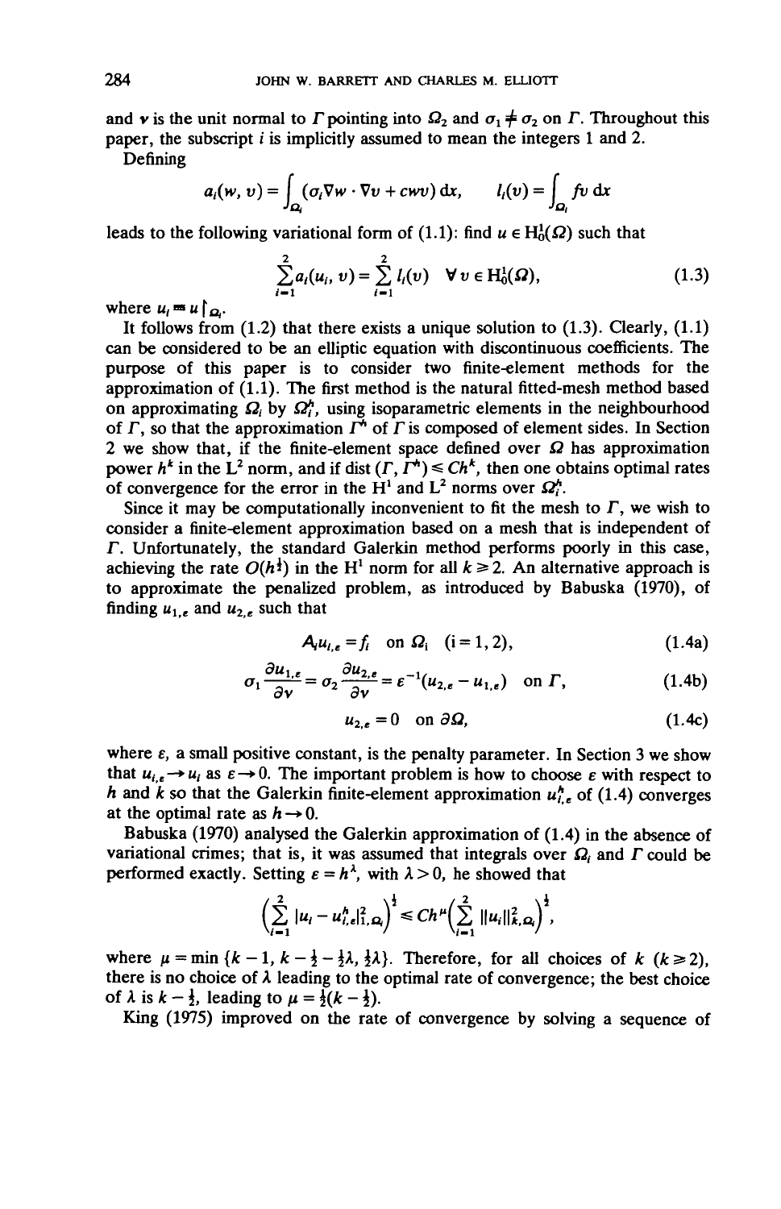and $\nu$ is the unit normal to $\Gamma$ pointing into $\Omega_2$ and $\sigma_1 \neq \sigma_2$ on $\Gamma$. Throughout this paper, the subscript $i$ is implicitly assumed to mean the integers 1 and 2.

Defining

$$a_i(w, v) = \int_{\Omega_i} (\sigma_i \nabla w \cdot \nabla v + cwv)\,\mathrm{d}x, \qquad l_i(v) = \int_{\Omega_i} fv\,\mathrm{d}x$$

leads to the following variational form of (1.1): find $u \in \mathrm{H}_0^1(\Omega)$ such that

$$\sum_{i=1}^{2} a_i(u_i, v) = \sum_{i=1}^{2} l_i(v) \quad \forall\, v \in \mathrm{H}_0^1(\Omega), \tag{1.3}$$

where $u_i \equiv u \restriction_{\Omega_i}$.

It follows from (1.2) that there exists a unique solution to (1.3). Clearly, (1.1) can be considered to be an elliptic equation with discontinuous coefficients. The purpose of this paper is to consider two finite-element methods for the approximation of (1.1). The first method is the natural fitted-mesh method based on approximating $\Omega_i$ by $\Omega_i^h$, using isoparametric elements in the neighbourhood of $\Gamma$, so that the approximation $\Gamma^h$ of $\Gamma$ is composed of element sides. In Section 2 we show that, if the finite-element space defined over $\Omega$ has approximation power $h^k$ in the $\mathrm{L}^2$ norm, and if $\mathrm{dist}\,(\Gamma, \Gamma^h) \leq Ch^k$, then one obtains optimal rates of convergence for the error in the $\mathrm{H}^1$ and $\mathrm{L}^2$ norms over $\Omega_i^h$.

Since it may be computationally inconvenient to fit the mesh to $\Gamma$, we wish to consider a finite-element approximation based on a mesh that is independent of $\Gamma$. Unfortunately, the standard Galerkin method performs poorly in this case, achieving the rate $O(h^{\frac{1}{2}})$ in the $\mathrm{H}^1$ norm for all $k \geq 2$. An alternative approach is to approximate the penalized problem, as introduced by Babuska (1970), of finding $u_{1,\varepsilon}$ and $u_{2,\varepsilon}$ such that

$$A_i u_{i,\varepsilon} = f_i \quad \text{on } \Omega_i \quad (i = 1, 2), \tag{1.4a}$$

$$\sigma_1 \frac{\partial u_{1,\varepsilon}}{\partial \nu} = \sigma_2 \frac{\partial u_{2,\varepsilon}}{\partial \nu} = \varepsilon^{-1}(u_{2,\varepsilon} - u_{1,\varepsilon}) \quad \text{on } \Gamma, \tag{1.4b}$$

$$u_{2,\varepsilon} = 0 \quad \text{on } \partial\Omega, \tag{1.4c}$$

where $\varepsilon$, a small positive constant, is the penalty parameter. In Section 3 we show that $u_{i,\varepsilon} \to u_i$ as $\varepsilon \to 0$. The important problem is how to choose $\varepsilon$ with respect to $h$ and $k$ so that the Galerkin finite-element approximation $u_{i,\varepsilon}^h$ of (1.4) converges at the optimal rate as $h \to 0$.

Babuska (1970) analysed the Galerkin approximation of (1.4) in the absence of variational crimes; that is, it was assumed that integrals over $\Omega_i$ and $\Gamma$ could be performed exactly. Setting $\varepsilon = h^\lambda$, with $\lambda > 0$, he showed that

$$\Big(\sum_{i=1}^{2} |u_i - u_{i,\varepsilon}^h|_{1,\Omega_i}^2\Big)^{\frac{1}{2}} \leq Ch^\mu \Big(\sum_{i=1}^{2} \|u_i\|_{k,\Omega_i}^2\Big)^{\frac{1}{2}},$$

where $\mu = \min\{k - 1, k - \frac{1}{2} - \frac{1}{2}\lambda, \frac{1}{2}\lambda\}$. Therefore, for all choices of $k$ $(k \geq 2)$, there is no choice of $\lambda$ leading to the optimal rate of convergence; the best choice of $\lambda$ is $k - \frac{1}{2}$, leading to $\mu = \frac{1}{2}(k - \frac{1}{2})$.

King (1975) improved on the rate of convergence by solving a sequence of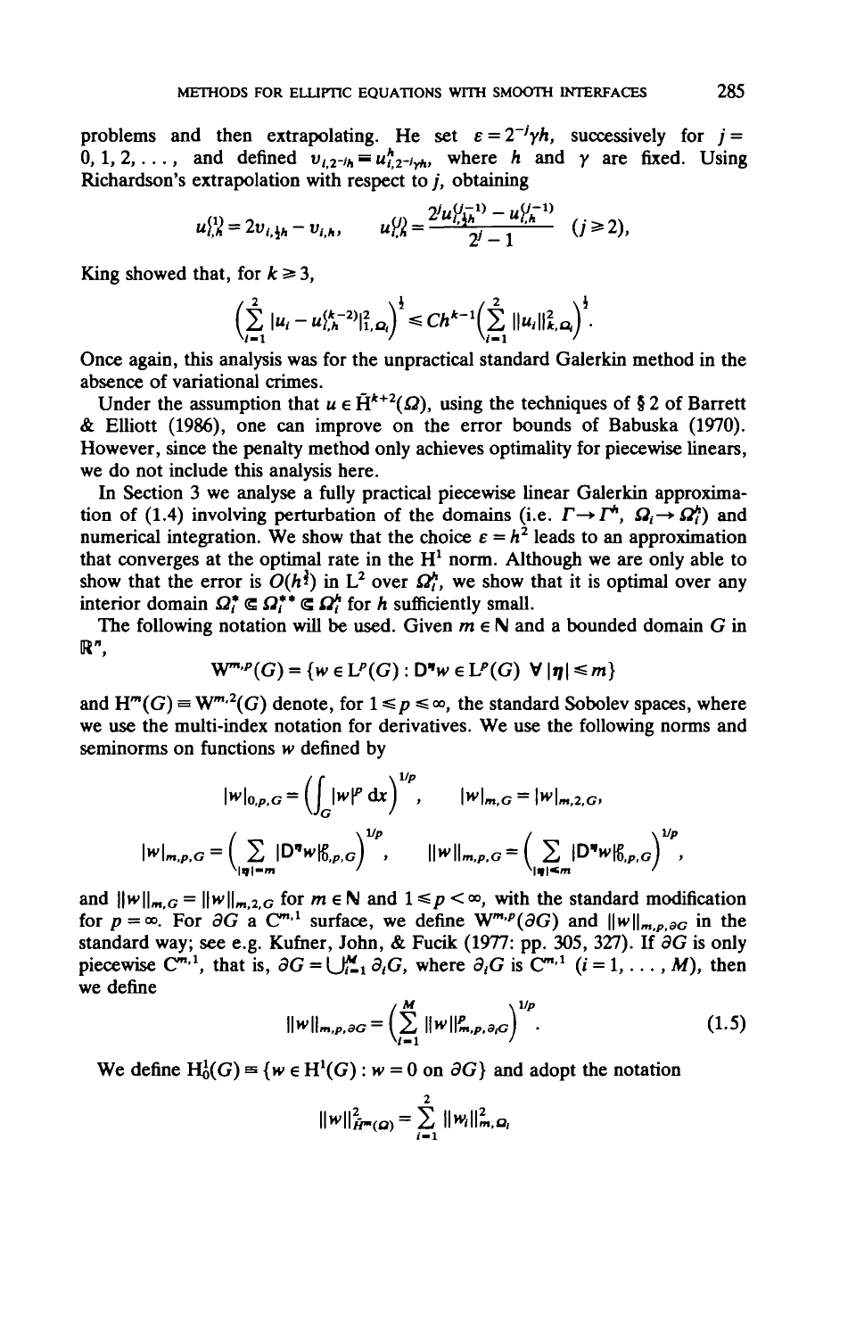problems and then extrapolating. He set $\varepsilon = 2^{-j}\gamma h$, successively for $j = 0, 1, 2, \ldots$, and defined $v_{i,2^{-j}h} \equiv u^h_{i,2^{-j}\gamma h}$, where $h$ and $\gamma$ are fixed. Using Richardson's extrapolation with respect to $j$, obtaining

$$u^{(1)}_{i,h} = 2v_{i,\frac{1}{2}h} - v_{i,h}, \qquad u^{(j)}_{i,h} = \frac{2^j u^{(j-1)}_{i,\frac{1}{2}h} - u^{(j-1)}_{i,h}}{2^j - 1} \quad (j \geq 2),$$

King showed that, for $k \geq 3$,

$$\Big( \sum_{i=1}^{2} |u_i - u^{(k-2)}_{i,h}|^2_{1,\Omega_i} \Big)^{\frac{1}{2}} \leq C h^{k-1} \Big( \sum_{i=1}^{2} \|u_i\|^2_{k,\Omega_i} \Big)^{\frac{1}{2}}.$$

Once again, this analysis was for the unpractical standard Galerkin method in the absence of variational crimes.

Under the assumption that $u \in \tilde{H}^{k+2}(\Omega)$, using the techniques of § 2 of Barrett & Elliott (1986), one can improve on the error bounds of Babuska (1970). However, since the penalty method only achieves optimality for piecewise linears, we do not include this analysis here.

In Section 3 we analyse a fully practical piecewise linear Galerkin approximation of (1.4) involving perturbation of the domains (i.e. $\Gamma \to \Gamma^h$, $\Omega_i \to \Omega_i^h$) and numerical integration. We show that the choice $\varepsilon = h^2$ leads to an approximation that converges at the optimal rate in the $H^1$ norm. Although we are only able to show that the error is $O(h^{\frac{3}{2}})$ in $L^2$ over $\Omega_i^h$, we show that it is optimal over any interior domain $\Omega_i^* \Subset \Omega_i^{**} \Subset \Omega_i^h$ for $h$ sufficiently small.

The following notation will be used. Given $m \in \mathbb{N}$ and a bounded domain $G$ in $\mathbb{R}^n$,

$$W^{m,p}(G) = \{ w \in L^p(G) : D^\eta w \in L^p(G) \ \forall\, |\eta| \leq m \}$$

and $H^m(G) \equiv W^{m,2}(G)$ denote, for $1 \leq p \leq \infty$, the standard Sobolev spaces, where we use the multi-index notation for derivatives. We use the following norms and seminorms on functions $w$ defined by

$$|w|_{0,p,G} = \Big( \int_G |w|^p \, dx \Big)^{1/p}, \qquad |w|_{m,G} = |w|_{m,2,G},$$

$$|w|_{m,p,G} = \Big( \sum_{|\eta| = m} |D^\eta w|^p_{0,p,G} \Big)^{1/p}, \qquad \|w\|_{m,p,G} = \Big( \sum_{|\eta| \leq m} |D^\eta w|^p_{0,p,G} \Big)^{1/p},$$

and $\|w\|_{m,G} = \|w\|_{m,2,G}$ for $m \in \mathbb{N}$ and $1 \leq p < \infty$, with the standard modification for $p = \infty$. For $\partial G$ a $C^{m,1}$ surface, we define $W^{m,p}(\partial G)$ and $\|w\|_{m,p,\partial G}$ in the standard way; see e.g. Kufner, John, & Fucik (1977: pp. 305, 327). If $\partial G$ is only piecewise $C^{m,1}$, that is, $\partial G = \bigcup_{i=1}^{M} \partial_i G$, where $\partial_i G$ is $C^{m,1}$ $(i = 1, \ldots, M)$, then we define

$$\|w\|_{m,p,\partial G} = \Big( \sum_{i=1}^{M} \|w\|^p_{m,p,\partial_i G} \Big)^{1/p}. \tag{1.5}$$

We define $H^1_0(G) \equiv \{ w \in H^1(G) : w = 0 \text{ on } \partial G \}$ and adopt the notation

$$\|w\|^2_{\tilde{H}^m(\Omega)} = \sum_{i=1}^{2} \|w_i\|^2_{m,\Omega_i}$$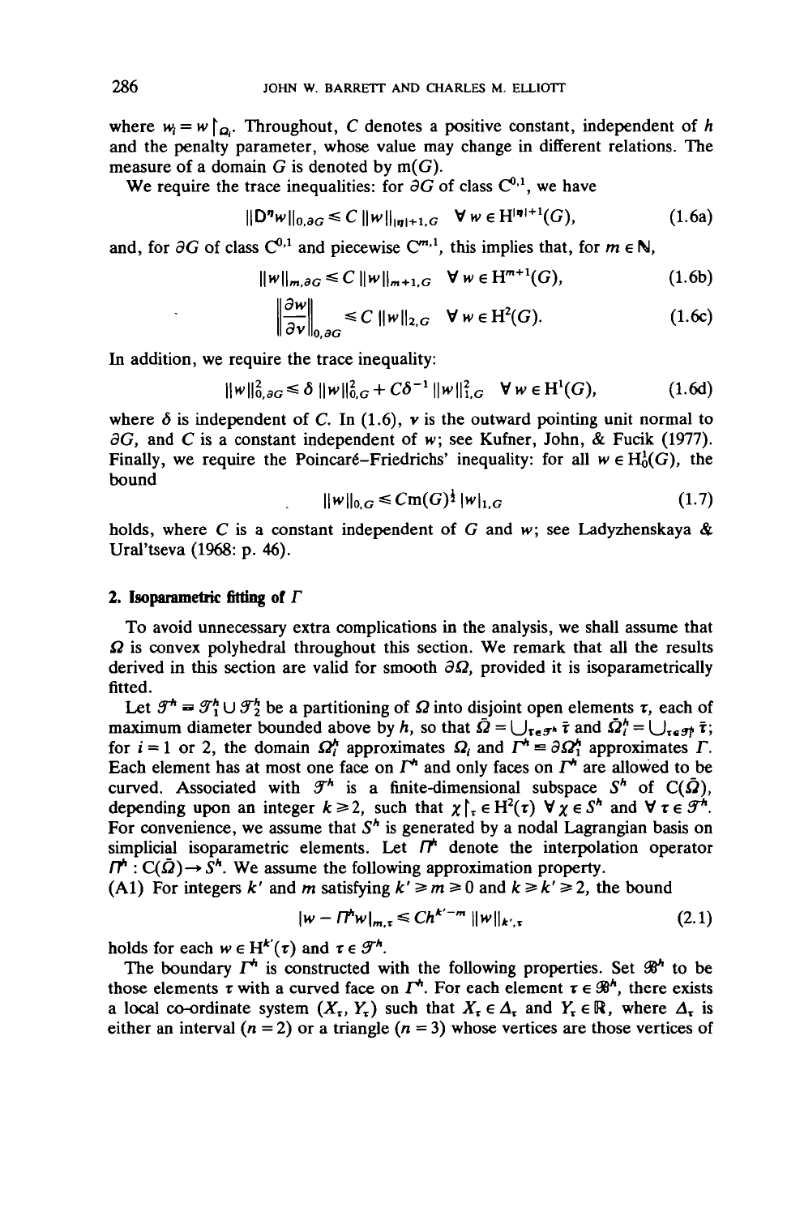where $w_i = w\restriction_{\Omega_i}$. Throughout, $C$ denotes a positive constant, independent of $h$ and the penalty parameter, whose value may change in different relations. The measure of a domain $G$ is denoted by $\mathrm{m}(G)$.

We require the trace inequalities: for $\partial G$ of class $\mathrm{C}^{0,1}$, we have

$$\|\mathrm{D}^{\eta} w\|_{0,\partial G} \leqslant C\, \|w\|_{|\eta|+1,G} \quad \forall\, w \in \mathrm{H}^{|\eta|+1}(G), \tag{1.6a}$$

and, for $\partial G$ of class $\mathrm{C}^{0,1}$ and piecewise $\mathrm{C}^{m,1}$, this implies that, for $m \in \mathbb{N}$,

$$\|w\|_{m,\partial G} \leqslant C\, \|w\|_{m+1,G} \quad \forall\, w \in \mathrm{H}^{m+1}(G), \tag{1.6b}$$

$$\left\|\frac{\partial w}{\partial \nu}\right\|_{0,\partial G} \leqslant C\, \|w\|_{2,G} \quad \forall\, w \in \mathrm{H}^{2}(G). \tag{1.6c}$$

In addition, we require the trace inequality:

$$\|w\|_{0,\partial G}^2 \leqslant \delta\, \|w\|_{0,G}^2 + C\delta^{-1}\, \|w\|_{1,G}^2 \quad \forall\, w \in \mathrm{H}^{1}(G), \tag{1.6d}$$

where $\delta$ is independent of $C$. In (1.6), $\nu$ is the outward pointing unit normal to $\partial G$, and $C$ is a constant independent of $w$; see Kufner, John, & Fucik (1977). Finally, we require the Poincaré–Friedrichs' inequality: for all $w \in \mathrm{H}_0^1(G)$, the bound

$$\|w\|_{0,G} \leqslant C\mathrm{m}(G)^{\frac{1}{n}}\, |w|_{1,G} \tag{1.7}$$

holds, where $C$ is a constant independent of $G$ and $w$; see Ladyzhenskaya & Ural'tseva (1968: p. 46).

## 2. Isoparametric fitting of $\Gamma$

To avoid unnecessary extra complications in the analysis, we shall assume that $\Omega$ is convex polyhedral throughout this section. We remark that all the results derived in this section are valid for smooth $\partial\Omega$, provided it is isoparametrically fitted.

Let $\mathcal{T}^h \equiv \mathcal{T}_1^h \cup \mathcal{T}_2^h$ be a partitioning of $\Omega$ into disjoint open elements $\tau$, each of maximum diameter bounded above by $h$, so that $\bar{\Omega} = \bigcup_{\tau\in\mathcal{T}^h} \bar{\tau}$ and $\bar{\Omega}_i^h = \bigcup_{\tau\in\mathcal{T}_i^h} \bar{\tau}$; for $i = 1$ or 2, the domain $\Omega_i^h$ approximates $\Omega_i$ and $\Gamma^h \equiv \partial\Omega_1^h$ approximates $\Gamma$. Each element has at most one face on $\Gamma^h$ and only faces on $\Gamma^h$ are allowed to be curved. Associated with $\mathcal{T}^h$ is a finite-dimensional subspace $S^h$ of $\mathrm{C}(\bar{\Omega})$, depending upon an integer $k \geqslant 2$, such that $\chi\restriction_\tau \in \mathrm{H}^2(\tau)\ \forall\, \chi \in S^h$ and $\forall\, \tau \in \mathcal{T}^h$. For convenience, we assume that $S^h$ is generated by a nodal Lagrangian basis on simplicial isoparametric elements. Let $\Pi^h$ denote the interpolation operator $\Pi^h : \mathrm{C}(\bar{\Omega}) \to S^h$. We assume the following approximation property.

(A1) For integers $k'$ and $m$ satisfying $k' \geqslant m \geqslant 0$ and $k \geqslant k' \geqslant 2$, the bound

$$|w - \Pi^h w|_{m,\tau} \leqslant Ch^{k'-m}\, \|w\|_{k',\tau} \tag{2.1}$$

holds for each $w \in \mathrm{H}^{k'}(\tau)$ and $\tau \in \mathcal{T}^h$.

The boundary $\Gamma^h$ is constructed with the following properties. Set $\mathcal{B}^h$ to be those elements $\tau$ with a curved face on $\Gamma^h$. For each element $\tau \in \mathcal{B}^h$, there exists a local co-ordinate system $(X_\tau, Y_\tau)$ such that $X_\tau \in \Delta_\tau$ and $Y_\tau \in \mathbb{R}$, where $\Delta_\tau$ is either an interval ($n = 2$) or a triangle ($n = 3$) whose vertices are those vertices of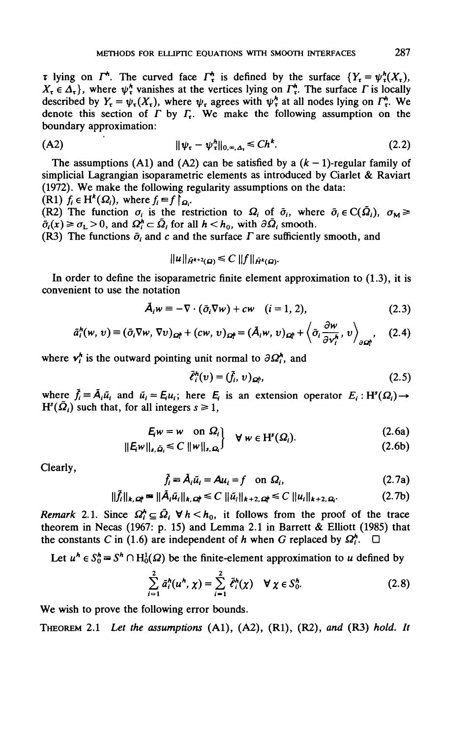$\tau$ lying on $\Gamma^h$. The curved face $\Gamma_\tau^h$ is defined by the surface $\{Y_\tau = \psi_\tau^h(X_\tau),\ X_\tau \in \Delta_\tau\}$, where $\psi_\tau^h$ vanishes at the vertices lying on $\Gamma_\tau^h$. The surface $\Gamma$ is locally described by $Y_\tau = \psi_\tau(X_\tau)$, where $\psi_\tau$ agrees with $\psi_\tau^h$ at all nodes lying on $\Gamma_\tau^h$. We denote this section of $\Gamma$ by $\Gamma_\tau$. We make the following assumption on the boundary approximation:

$$\text{(A2)} \qquad \|\psi_\tau - \psi_\tau^h\|_{0,\infty,\Delta_\tau} \leq Ch^k. \tag{2.2}$$

The assumptions (A1) and (A2) can be satisfied by a $(k-1)$-regular family of simplicial Lagrangian isoparametric elements as introduced by Ciarlet & Raviart (1972). We make the following regularity assumptions on the data:

(R1) $f_i \in \mathrm{H}^k(\Omega_i)$, where $f_i \equiv f\restriction_{\Omega_i}$.

(R2) The function $\sigma_i$ is the restriction to $\Omega_i$ of $\tilde{\sigma}_i$, where $\tilde{\sigma}_i \in \mathrm{C}(\tilde{\Omega}_i)$, $\sigma_M \geq \tilde{\sigma}_i(x) \geq \sigma_L > 0$, and $\Omega_i^h \subset \tilde{\Omega}_i$ for all $h < h_0$, with $\partial\tilde{\Omega}_i$ smooth.

(R3) The functions $\tilde{\sigma}_i$ and $c$ and the surface $\Gamma$ are sufficiently smooth, and

$$\|u\|_{\tilde{H}^{k+2}(\Omega)} \leq C\,\|f\|_{\tilde{H}^k(\Omega)}.$$

In order to define the isoparametric finite element approximation to (1.3), it is convenient to use the notation

$$\tilde{A}_i w \equiv -\nabla\cdot(\tilde{\sigma}_i \nabla w) + cw \quad (i = 1, 2), \tag{2.3}$$

$$\tilde{a}_i^h(w, v) \equiv (\tilde{\sigma}_i \nabla w, \nabla v)_{\Omega_i^h} + (cw, v)_{\Omega_i^h} = (\tilde{A}_i w, v)_{\Omega_i^h} + \left\langle \tilde{\sigma}_i \frac{\partial w}{\partial v_i^h}, v \right\rangle_{\partial\Omega_i^h}, \tag{2.4}$$

where $v_i^h$ is the outward pointing unit normal to $\partial\Omega_i^h$, and

$$\tilde{\ell}_i^h(v) = (\tilde{f}_i, v)_{\Omega_i^h}, \tag{2.5}$$

where $\tilde{f}_i \equiv \tilde{A}_i \tilde{u}_i$ and $\tilde{u}_i = E_i u_i$; here $E_i$ is an extension operator $E_i : \mathrm{H}^s(\Omega_i) \to \mathrm{H}^s(\tilde{\Omega}_i)$ such that, for all integers $s \geq 1$,

$$\left.\begin{aligned} E_i w &= w \quad \text{on } \Omega_i \\ \|E_i w\|_{s,\tilde{\Omega}_i} &\leq C\,\|w\|_{s,\Omega_i} \end{aligned}\right\} \quad \forall\, w \in \mathrm{H}^s(\Omega_i). \tag{2.6a, 2.6b}$$

Clearly,

$$\tilde{f}_i \equiv \tilde{A}_i \tilde{u}_i = A u_i = f \quad \text{on } \Omega_i, \tag{2.7a}$$

$$\|\tilde{f}_i\|_{k,\Omega_i^h} \equiv \|\tilde{A}_i \tilde{u}_i\|_{k,\Omega_i^h} \leq C\,\|\tilde{u}_i\|_{k+2,\Omega_i^h} \leq C\,\|u_i\|_{k+2,\Omega_i}. \tag{2.7b}$$

*Remark* 2.1. Since $\Omega_i^h \subseteq \tilde{\Omega}_i\ \forall\, h < h_0$, it follows from the proof of the trace theorem in Necas (1967: p. 15) and Lemma 2.1 in Barrett & Elliott (1985) that the constants $C$ in (1.6) are independent of $h$ when $G$ replaced by $\Omega_i^h$. □

Let $u^h \in S_0^h \equiv S^h \cap \mathrm{H}_0^1(\Omega)$ be the finite-element approximation to $u$ defined by

$$\sum_{i=1}^{2} \tilde{a}_i^h(u^h, \chi) = \sum_{i=1}^{2} \tilde{\ell}_i^h(\chi) \quad \forall\, \chi \in S_0^h. \tag{2.8}$$

We wish to prove the following error bounds.

THEOREM 2.1 *Let the assumptions* (A1), (A2), (R1), (R2), *and* (R3) *hold. It*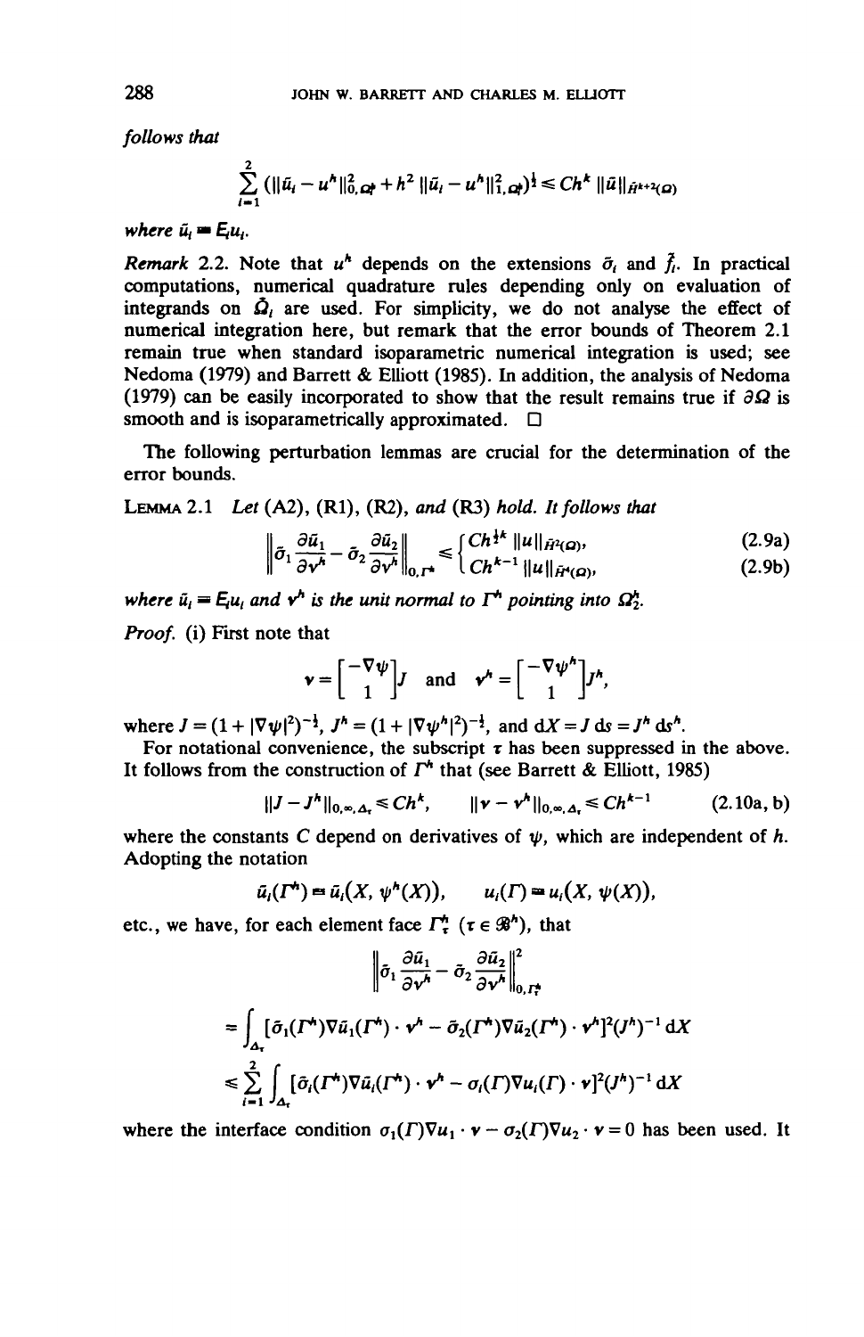*follows that*

$$\sum_{i=1}^{2} (\|\tilde{u}_i - u^h\|_{0,\Omega_i^h}^2 + h^2 \|\tilde{u}_i - u^h\|_{1,\Omega_i^h}^2)^{\frac{1}{2}} \le Ch^k \|\bar{u}\|_{\bar{H}^{k+2}(\Omega)}$$

*where* $\tilde{u}_i \equiv E_i u_i$.

*Remark* 2.2. Note that $u^h$ depends on the extensions $\tilde{\sigma}_i$ and $\tilde{f}_i$. In practical computations, numerical quadrature rules depending only on evaluation of integrands on $\hat{\Omega}_i$ are used. For simplicity, we do not analyse the effect of numerical integration here, but remark that the error bounds of Theorem 2.1 remain true when standard isoparametric numerical integration is used; see Nedoma (1979) and Barrett & Elliott (1985). In addition, the analysis of Nedoma (1979) can be easily incorporated to show that the result remains true if $\partial\Omega$ is smooth and is isoparametrically approximated. □

The following perturbation lemmas are crucial for the determination of the error bounds.

LEMMA 2.1 *Let* (A2), (R1), (R2), *and* (R3) *hold. It follows that*

$$\left\| \tilde{\sigma}_1 \frac{\partial \tilde{u}_1}{\partial v^h} - \tilde{\sigma}_2 \frac{\partial \tilde{u}_2}{\partial v^h} \right\|_{0,\Gamma^h} \le \begin{cases} Ch^{\frac{1}{2}k} \|u\|_{\bar{H}^2(\Omega)}, & (2.9a) \\ Ch^{k-1} \|u\|_{\bar{H}^4(\Omega)}, & (2.9b) \end{cases}$$

*where* $\tilde{u}_i \equiv E_i u_i$ *and* $v^h$ *is the unit normal to* $\Gamma^h$ *pointing into* $\Omega_2^h$.

*Proof.* (i) First note that

$$v = \begin{bmatrix} -\nabla\psi \\ 1 \end{bmatrix} J \quad \text{and} \quad v^h = \begin{bmatrix} -\nabla\psi^h \\ 1 \end{bmatrix} J^h,$$

where $J = (1 + |\nabla\psi|^2)^{-\frac{1}{2}}$, $J^h = (1 + |\nabla\psi^h|^2)^{-\frac{1}{2}}$, and $dX = J\, ds = J^h\, ds^h$.

For notational convenience, the subscript $\tau$ has been suppressed in the above. It follows from the construction of $\Gamma^h$ that (see Barrett & Elliott, 1985)

$$\|J - J^h\|_{0,\infty,\Delta_\tau} \le Ch^k, \qquad \|v - v^h\|_{0,\infty,\Delta_\tau} \le Ch^{k-1} \qquad (2.10a, b)$$

where the constants $C$ depend on derivatives of $\psi$, which are independent of $h$. Adopting the notation

$$\tilde{u}_i(\Gamma^h) \equiv \tilde{u}_i(X, \psi^h(X)), \qquad u_i(\Gamma) \equiv u_i(X, \psi(X)),$$

etc., we have, for each element face $\Gamma_\tau^h$ ($\tau \in \mathscr{B}^h$), that

$$\begin{aligned}
&\left\| \tilde{\sigma}_1 \frac{\partial \tilde{u}_1}{\partial v^h} - \tilde{\sigma}_2 \frac{\partial \tilde{u}_2}{\partial v^h} \right\|_{0,\Gamma_\tau^h}^2 \\
&= \int_{\Delta_\tau} [\tilde{\sigma}_1(\Gamma^h)\nabla\tilde{u}_1(\Gamma^h) \cdot v^h - \tilde{\sigma}_2(\Gamma^h)\nabla\tilde{u}_2(\Gamma^h) \cdot v^h]^2 (J^h)^{-1}\, dX \\
&\le \sum_{i=1}^{2} \int_{\Delta_\tau} [\tilde{\sigma}_i(\Gamma^h)\nabla\tilde{u}_i(\Gamma^h) \cdot v^h - \sigma_i(\Gamma)\nabla u_i(\Gamma) \cdot v]^2 (J^h)^{-1}\, dX
\end{aligned}$$

where the interface condition $\sigma_1(\Gamma)\nabla u_1 \cdot v - \sigma_2(\Gamma)\nabla u_2 \cdot v = 0$ has been used. It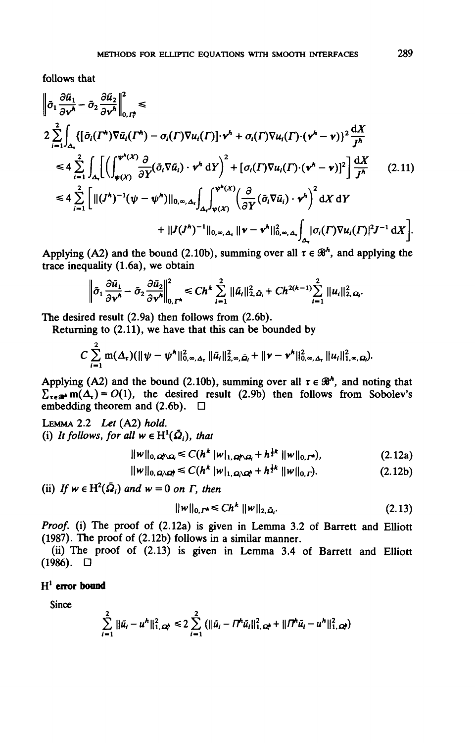follows that

$$\left\|\tilde{\sigma}_1 \frac{\partial \tilde{u}_1}{\partial \nu^h} - \tilde{\sigma}_2 \frac{\partial \tilde{u}_2}{\partial \nu^h}\right\|^2_{0,\Gamma^h_\tau} \leq$$

$$2\sum_{i=1}^{2}\int_{\Delta_\tau} \{[\tilde{\sigma}_i(\Gamma^h)\nabla\tilde{u}_i(\Gamma^h) - \sigma_i(\Gamma)\nabla u_i(\Gamma)]\cdot\nu^h + \sigma_i(\Gamma)\nabla u_i(\Gamma)\cdot(\nu^h - \nu)\}^2 \frac{\mathrm{d}X}{J^h}$$

$$\leq 4\sum_{i=1}^{2}\int_{\Delta_\tau}\left[\left(\int_{\psi(X)}^{\psi^h(X)} \frac{\partial}{\partial Y}(\tilde{\sigma}_i\nabla\tilde{u}_i)\cdot\nu^h\,\mathrm{d}Y\right)^2 + [\sigma_i(\Gamma)\nabla u_i(\Gamma)\cdot(\nu^h-\nu)]^2\right]\frac{\mathrm{d}X}{J^h} \tag{2.11}$$

$$\leq 4\sum_{i=1}^{2}\left[\|(J^h)^{-1}(\psi - \psi^h)\|_{0,\infty,\Delta_\tau}\int_{\Delta_\tau}\int_{\psi(X)}^{\psi^h(X)}\left(\frac{\partial}{\partial Y}(\tilde{\sigma}_i\nabla\tilde{u}_i)\cdot\nu^h\right)^2\mathrm{d}X\,\mathrm{d}Y\right.$$

$$\left. + \|J(J^h)^{-1}\|_{0,\infty,\Delta_\tau}\|\nu - \nu^h\|^2_{0,\infty,\Delta_\tau}\int_{\Delta_\tau}|\sigma_i(\Gamma)\nabla u_i(\Gamma)|^2 J^{-1}\,\mathrm{d}X\right].$$

Applying (A2) and the bound (2.10b), summing over all $\tau \in \mathscr{B}^h$, and applying the trace inequality (1.6a), we obtain

$$\left\|\tilde{\sigma}_1 \frac{\partial \tilde{u}_1}{\partial \nu^h} - \tilde{\sigma}_2 \frac{\partial \tilde{u}_2}{\partial \nu^h}\right\|^2_{0,\Gamma^h} \leq Ch^k \sum_{i=1}^{2}\|\tilde{u}_i\|^2_{2,\tilde{\Omega}_i} + Ch^{2(k-1)}\sum_{i=1}^{2}\|u_i\|^2_{2,\Omega_i}.$$

The desired result (2.9a) then follows from (2.6b).

Returning to (2.11), we have that this can be bounded by

$$C\sum_{i=1}^{2} \mathrm{m}(\Delta_\tau)(\|\psi - \psi^h\|^2_{0,\infty,\Delta_\tau}\|\tilde{u}_i\|^2_{2,\infty,\tilde{\Omega}_i} + \|\nu - \nu^h\|^2_{0,\infty,\Delta_\tau}\|u_i\|^2_{1,\infty,\Omega_i}).$$

Applying (A2) and the bound (2.10b), summing over all $\tau \in \mathscr{B}^h$, and noting that $\sum_{\tau\in\mathscr{B}^h}\mathrm{m}(\Delta_\tau) = O(1)$, the desired result (2.9b) then follows from Sobolev's embedding theorem and (2.6b). □

**Lemma 2.2** *Let* (A2) *hold.*

(i) *It follows, for all* $w \in \mathrm{H}^1(\tilde{\Omega}_i)$, *that*

$$\|w\|_{0,\Omega_i^h\setminus\Omega_i} \leq C(h^k|w|_{1,\Omega_i^h\setminus\Omega_i} + h^{\frac{1}{2}k}\|w\|_{0,\Gamma^h}), \tag{2.12a}$$

$$\|w\|_{0,\Omega_i\setminus\Omega_i^h} \leq C(h^k|w|_{1,\Omega_i\setminus\Omega_i^h} + h^{\frac{1}{2}k}\|w\|_{0,\Gamma}). \tag{2.12b}$$

(ii) *If* $w \in \mathrm{H}^2(\tilde{\Omega}_i)$ *and* $w = 0$ *on* $\Gamma$, *then*

$$\|w\|_{0,\Gamma^h} \leq Ch^k\|w\|_{2,\tilde{\Omega}_i}. \tag{2.13}$$

*Proof.* (i) The proof of (2.12a) is given in Lemma 3.2 of Barrett and Elliott (1987). The proof of (2.12b) follows in a similar manner.

(ii) The proof of (2.13) is given in Lemma 3.4 of Barrett and Elliott (1986). □

**$\mathrm{H}^1$ error bound**

Since

$$\sum_{i=1}^{2}\|\tilde{u}_i - u^h\|^2_{1,\Omega_i^h} \leq 2\sum_{i=1}^{2}(\|\tilde{u}_i - \Pi^h\tilde{u}_i\|^2_{1,\Omega_i^h} + \|\Pi^h\tilde{u}_i - u^h\|^2_{1,\Omega_i^h})$$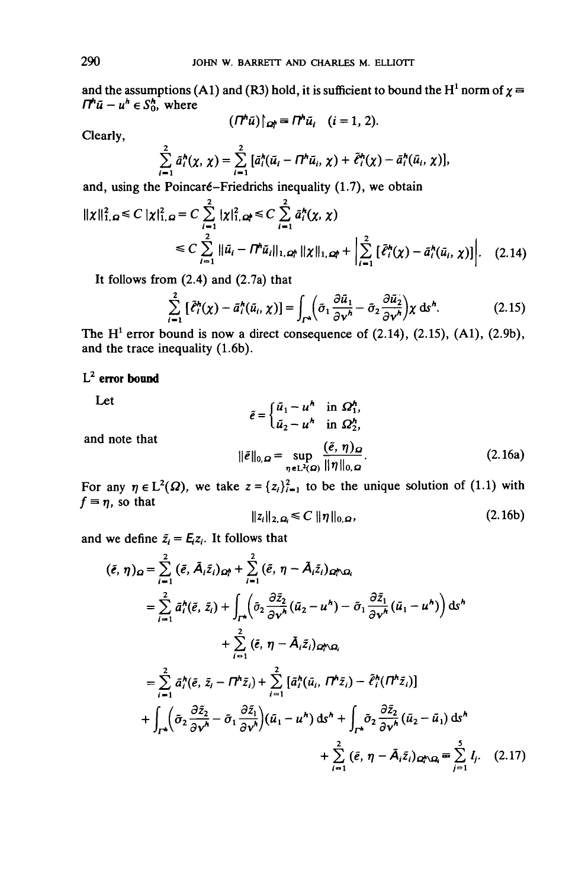and the assumptions (A1) and (R3) hold, it is sufficient to bound the $H^1$ norm of $\chi \equiv \Pi^h \tilde{u} - u^h \in S_0^h$, where

$$(\Pi^h \tilde{u})\restriction_{\Omega_i^h} \equiv \Pi^h \tilde{u}_i \quad (i = 1, 2).$$

Clearly,

$$\sum_{i=1}^{2} \tilde{a}_i^h(\chi, \chi) = \sum_{i=1}^{2} [\tilde{a}_i^h(\tilde{u}_i - \Pi^h \tilde{u}_i, \chi) + \tilde{\ell}_i^h(\chi) - \tilde{a}_i^h(\tilde{u}_i, \chi)],$$

and, using the Poincaré–Friedrichs inequality (1.7), we obtain

$$\begin{aligned}\|\chi\|_{1,\Omega}^2 \leqslant C\,|\chi|_{1,\Omega}^2 &= C \sum_{i=1}^{2} |\chi|_{1,\Omega_i^h}^2 \leqslant C \sum_{i=1}^{2} \tilde{a}_i^h(\chi, \chi) \\ &\leqslant C \sum_{i=1}^{2} \|\tilde{u}_i - \Pi^h \tilde{u}_i\|_{1,\Omega_i^h} \|\chi\|_{1,\Omega_i^h} + \left|\sum_{i=1}^{2} [\tilde{\ell}_i^h(\chi) - \tilde{a}_i^h(\tilde{u}_i, \chi)]\right|. \end{aligned} \tag{2.14}$$

It follows from (2.4) and (2.7a) that

$$\sum_{i=1}^{2} [\tilde{\ell}_i^h(\chi) - \tilde{a}_i^h(\tilde{u}_i, \chi)] = \int_{\Gamma^h} \left(\bar{\sigma}_1 \frac{\partial \tilde{u}_1}{\partial \nu^h} - \bar{\sigma}_2 \frac{\partial \tilde{u}_2}{\partial \nu^h}\right) \chi \, ds^h. \tag{2.15}$$

The $H^1$ error bound is now a direct consequence of (2.14), (2.15), (A1), (2.9b), and the trace inequality (1.6b).

**$L^2$ error bound**

Let

$$\tilde{e} = \begin{cases} \tilde{u}_1 - u^h & \text{in } \Omega_1^h, \\ \tilde{u}_2 - u^h & \text{in } \Omega_2^h, \end{cases}$$

and note that

$$\|\tilde{e}\|_{0,\Omega} = \sup_{\eta \in L^2(\Omega)} \frac{(\tilde{e}, \eta)_\Omega}{\|\eta\|_{0,\Omega}}. \tag{2.16a}$$

For any $\eta \in L^2(\Omega)$, we take $z = \{z_i\}_{i=1}^2$ to be the unique solution of (1.1) with $f \equiv \eta$, so that

$$\|z_i\|_{2,\Omega_i} \leqslant C\,\|\eta\|_{0,\Omega}, \tag{2.16b}$$

and we define $\tilde{z}_i = E_i z_i$. It follows that

$$\begin{aligned}(\tilde{e}, \eta)_\Omega &= \sum_{i=1}^{2} (\tilde{e}, \tilde{A}_i \tilde{z}_i)_{\Omega_i^h} + \sum_{i=1}^{2} (\tilde{e}, \eta - \tilde{A}_i \tilde{z}_i)_{\Omega_i^h \setminus \Omega_i} \\ &= \sum_{i=1}^{2} \tilde{a}_i^h(\tilde{e}, \tilde{z}_i) + \int_{\Gamma^h} \left(\bar{\sigma}_2 \frac{\partial \tilde{z}_2}{\partial \nu^h}(\tilde{u}_2 - u^h) - \bar{\sigma}_1 \frac{\partial \tilde{z}_1}{\partial \nu^h}(\tilde{u}_1 - u^h)\right) ds^h \\ &\quad + \sum_{i=1}^{2} (\tilde{e}, \eta - \tilde{A}_i \tilde{z}_i)_{\Omega_i^h \setminus \Omega_i} \\ &= \sum_{i=1}^{2} \tilde{a}_i^h(\tilde{e}, \tilde{z}_i - \Pi^h \tilde{z}_i) + \sum_{i=1}^{2} [\tilde{a}_i^h(\tilde{u}_i, \Pi^h \tilde{z}_i) - \tilde{\ell}_i^h(\Pi^h \tilde{z}_i)] \\ &\quad + \int_{\Gamma^h} \left(\bar{\sigma}_2 \frac{\partial \tilde{z}_2}{\partial \nu^h} - \bar{\sigma}_1 \frac{\partial \tilde{z}_1}{\partial \nu^h}\right)(\tilde{u}_1 - u^h) \, ds^h + \int_{\Gamma^h} \bar{\sigma}_2 \frac{\partial \tilde{z}_2}{\partial \nu^h}(\tilde{u}_2 - \tilde{u}_1) \, ds^h \\ &\quad + \sum_{i=1}^{2} (\tilde{e}, \eta - \tilde{A}_i \tilde{z}_i)_{\Omega_i^h \setminus \Omega_i} \equiv \sum_{j=1}^{5} I_j. \end{aligned} \tag{2.17}$$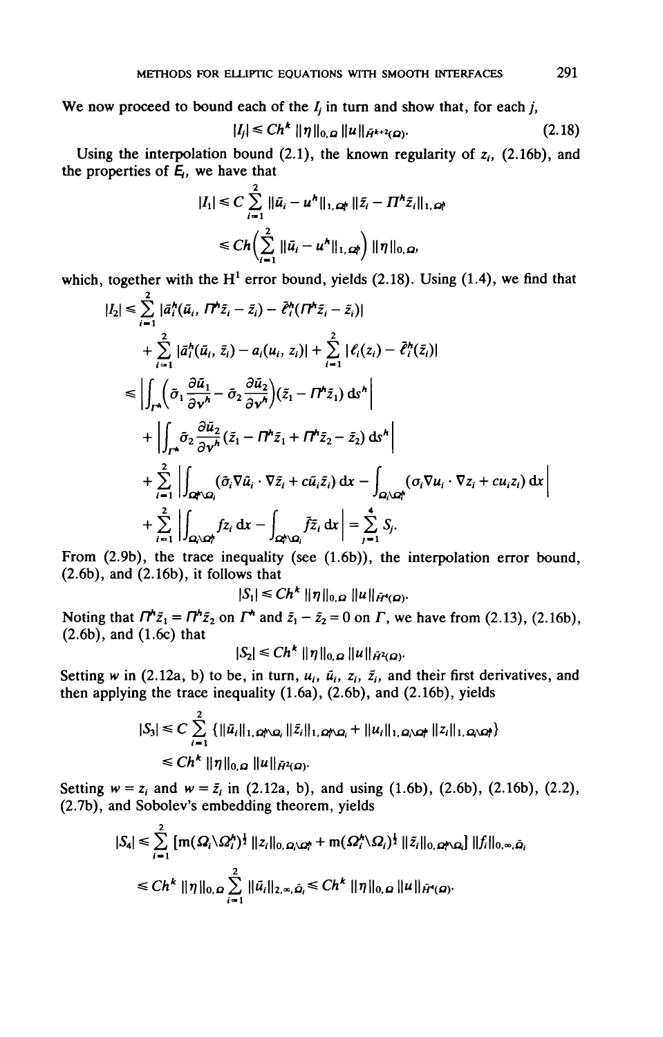We now proceed to bound each of the $I_j$ in turn and show that, for each $j$,

$$|I_j| \leq Ch^k \|\eta\|_{0,\Omega} \|u\|_{\tilde{H}^{k+2}(\Omega)}. \tag{2.18}$$

Using the interpolation bound (2.1), the known regularity of $z_i$, (2.16b), and the properties of $E_i$, we have that

$$|I_1| \leq C \sum_{i=1}^{2} \|\tilde{u}_i - u^h\|_{1,\Omega_i^h} \|\tilde{z}_i - \Pi^h \tilde{z}_i\|_{1,\Omega_i^h}$$

$$\leq Ch\Big(\sum_{i=1}^{2} \|\tilde{u}_i - u^h\|_{1,\Omega_i^h}\Big) \|\eta\|_{0,\Omega},$$

which, together with the $H^1$ error bound, yields (2.18). Using (1.4), we find that

$$|I_2| \leq \sum_{i=1}^{2} |\tilde{a}_i^h(\tilde{u}_i, \Pi^h \tilde{z}_i - \tilde{z}_i) - \tilde{\ell}_i^h(\Pi^h \tilde{z}_i - \tilde{z}_i)|$$

$$+ \sum_{i=1}^{2} |\tilde{a}_i^h(\tilde{u}_i, \tilde{z}_i) - a_i(u_i, z_i)| + \sum_{i=1}^{2} |\ell_i(z_i) - \tilde{\ell}_i^h(\tilde{z}_i)|$$

$$\leq \left| \int_{\Gamma^h} \Big(\tilde{\sigma}_1 \frac{\partial \tilde{u}_1}{\partial \nu^h} - \tilde{\sigma}_2 \frac{\partial \tilde{u}_2}{\partial \nu^h}\Big)(\tilde{z}_1 - \Pi^h \tilde{z}_1)\, \mathrm{d}s^h \right|$$

$$+ \left| \int_{\Gamma^h} \tilde{\sigma}_2 \frac{\partial \tilde{u}_2}{\partial \nu^h}(\tilde{z}_1 - \Pi^h \tilde{z}_1 + \Pi^h \tilde{z}_2 - \tilde{z}_2)\, \mathrm{d}s^h \right|$$

$$+ \sum_{i=1}^{2} \left| \int_{\Omega_i^h \backslash \Omega_i} (\tilde{\sigma}_i \nabla \tilde{u}_i \cdot \nabla \tilde{z}_i + c\tilde{u}_i \tilde{z}_i)\, \mathrm{d}x - \int_{\Omega_i \backslash \Omega_i^h} (\sigma_i \nabla u_i \cdot \nabla z_i + c u_i z_i)\, \mathrm{d}x \right|$$

$$+ \sum_{i=1}^{2} \left| \int_{\Omega_i \backslash \Omega_i^h} f z_i\, \mathrm{d}x - \int_{\Omega_i^h \backslash \Omega_i} \tilde{f} \tilde{z}_i\, \mathrm{d}x \right| = \sum_{j=1}^{4} S_j.$$

From (2.9b), the trace inequality (see (1.6b)), the interpolation error bound, (2.6b), and (2.16b), it follows that

$$|S_1| \leq Ch^k \|\eta\|_{0,\Omega} \|u\|_{\tilde{H}^4(\Omega)}.$$

Noting that $\Pi^h \tilde{z}_1 = \Pi^h \tilde{z}_2$ on $\Gamma^h$ and $\tilde{z}_1 - \tilde{z}_2 = 0$ on $\Gamma$, we have from (2.13), (2.16b), (2.6b), and (1.6c) that

$$|S_2| \leq Ch^k \|\eta\|_{0,\Omega} \|u\|_{\tilde{H}^2(\Omega)}.$$

Setting $w$ in (2.12a, b) to be, in turn, $u_i$, $\tilde{u}_i$, $z_i$, $\tilde{z}_i$, and their first derivatives, and then applying the trace inequality (1.6a), (2.6b), and (2.16b), yields

$$|S_3| \leq C \sum_{i=1}^{2} \{\|\tilde{u}_i\|_{1,\Omega_i^h \backslash \Omega_i} \|\tilde{z}_i\|_{1,\Omega_i^h \backslash \Omega_i} + \|u_i\|_{1,\Omega_i \backslash \Omega_i^h} \|z_i\|_{1,\Omega_i \backslash \Omega_i^h}\}$$

$$\leq Ch^k \|\eta\|_{0,\Omega} \|u\|_{\tilde{H}^2(\Omega)}.$$

Setting $w = z_i$ and $w = \tilde{z}_i$ in (2.12a, b), and using (1.6b), (2.6b), (2.16b), (2.2), (2.7b), and Sobolev's embedding theorem, yields

$$|S_4| \leq \sum_{i=1}^{2} [\mathrm{m}(\Omega_i \backslash \Omega_i^h)^{\frac{1}{2}} \|z_i\|_{0,\Omega_i \backslash \Omega_i^h} + \mathrm{m}(\Omega_i^h \backslash \Omega_i)^{\frac{1}{2}} \|\tilde{z}_i\|_{0,\Omega_i^h \backslash \Omega_i}] \|f_i\|_{0,\infty,\hat{\Omega}_i}$$

$$\leq Ch^k \|\eta\|_{0,\Omega} \sum_{i=1}^{2} \|\tilde{u}_i\|_{2,\infty,\hat{\Omega}_i} \leq Ch^k \|\eta\|_{0,\Omega} \|u\|_{\tilde{H}^4(\Omega)}.$$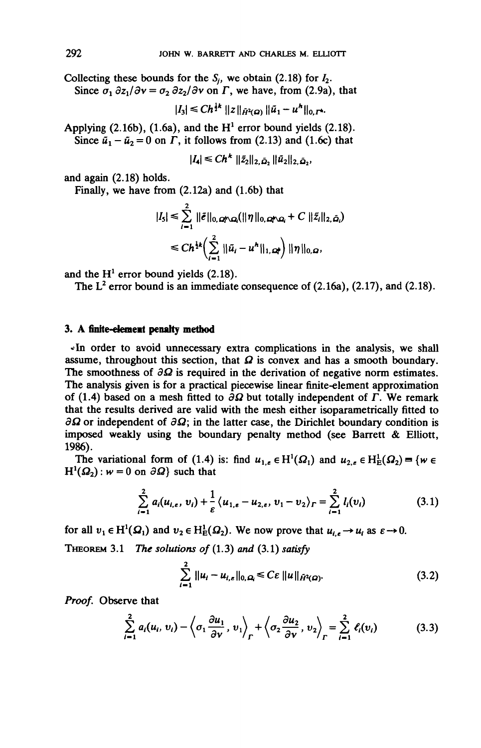Collecting these bounds for the $S_j$, we obtain (2.18) for $I_2$.

Since $\sigma_1\, \partial z_1/\partial \nu = \sigma_2\, \partial z_2/\partial \nu$ on $\Gamma$, we have, from (2.9a), that

$$|I_3| \leq Ch^{\frac{1}{2}k} \|z\|_{\tilde{H}^2(\Omega)} \|\tilde{u}_1 - u^h\|_{0,\Gamma^h}.$$

Applying (2.16b), (1.6a), and the $H^1$ error bound yields (2.18).

Since $\tilde{u}_1 - \tilde{u}_2 = 0$ on $\Gamma$, it follows from (2.13) and (1.6c) that

$$|I_4| \leq Ch^k \|\tilde{z}_2\|_{2,\tilde{\Omega}_2} \|\tilde{u}_2\|_{2,\tilde{\Omega}_2},$$

and again (2.18) holds.

Finally, we have from (2.12a) and (1.6b) that

$$\begin{aligned} |I_5| &\leq \sum_{i=1}^{2} \|\tilde{e}\|_{0,\Omega_i^h\setminus\Omega_i}(\|\eta\|_{0,\Omega_i^h\setminus\Omega_i} + C\,\|\tilde{z}_i\|_{2,\tilde{\Omega}_i}) \\ &\leq Ch^{\frac{1}{2}k}\Big(\sum_{i=1}^{2} \|\tilde{u}_i - u^h\|_{1,\Omega_i^h}\Big) \|\eta\|_{0,\Omega}, \end{aligned}$$

and the $H^1$ error bound yields (2.18).

The $L^2$ error bound is an immediate consequence of (2.16a), (2.17), and (2.18).

## 3. A finite-element penalty method

In order to avoid unnecessary extra complications in the analysis, we shall assume, throughout this section, that $\Omega$ is convex and has a smooth boundary. The smoothness of $\partial\Omega$ is required in the derivation of negative norm estimates. The analysis given is for a practical piecewise linear finite-element approximation of (1.4) based on a mesh fitted to $\partial\Omega$ but totally independent of $\Gamma$. We remark that the results derived are valid with the mesh either isoparametrically fitted to $\partial\Omega$ or independent of $\partial\Omega$; in the latter case, the Dirichlet boundary condition is imposed weakly using the boundary penalty method (see Barrett & Elliott, 1986).

The variational form of (1.4) is: find $u_{1,\varepsilon} \in H^1(\Omega_1)$ and $u_{2,\varepsilon} \in H^1_E(\Omega_2) \equiv \{w \in H^1(\Omega_2) : w = 0 \text{ on } \partial\Omega\}$ such that

$$\sum_{i=1}^{2} a_i(u_{i,\varepsilon}, v_i) + \frac{1}{\varepsilon}\langle u_{1,\varepsilon} - u_{2,\varepsilon}, v_1 - v_2\rangle_\Gamma = \sum_{i=1}^{2} l_i(v_i) \tag{3.1}$$

for all $v_1 \in H^1(\Omega_1)$ and $v_2 \in H^1_E(\Omega_2)$. We now prove that $u_{i,\varepsilon} \to u_i$ as $\varepsilon \to 0$.

**Theorem 3.1** *The solutions of* (1.3) *and* (3.1) *satisfy*

$$\sum_{i=1}^{2} \|u_i - u_{i,\varepsilon}\|_{0,\Omega_i} \leq C\varepsilon\, \|u\|_{\tilde{H}^2(\Omega)}. \tag{3.2}$$

*Proof.* Observe that

$$\sum_{i=1}^{2} a_i(u_i, v_i) - \Big\langle \sigma_1 \frac{\partial u_1}{\partial \nu}, v_1\Big\rangle_\Gamma + \Big\langle \sigma_2 \frac{\partial u_2}{\partial \nu}, v_2\Big\rangle_\Gamma = \sum_{i=1}^{2} \ell_i(v_i) \tag{3.3}$$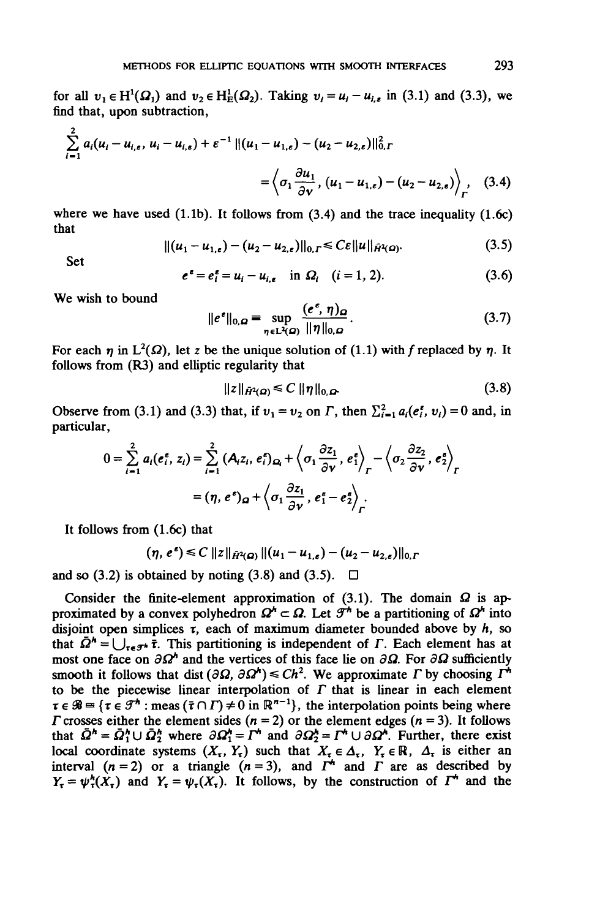for all $v_1 \in \mathrm{H}^1(\Omega_1)$ and $v_2 \in \mathrm{H}^1_E(\Omega_2)$. Taking $v_i = u_i - u_{i,\varepsilon}$ in (3.1) and (3.3), we find that, upon subtraction,

$$\sum_{i=1}^{2} a_i(u_i - u_{i,\varepsilon}, u_i - u_{i,\varepsilon}) + \varepsilon^{-1} \|(u_1 - u_{1,\varepsilon}) - (u_2 - u_{2,\varepsilon})\|^2_{0,\Gamma} = \left\langle \sigma_1 \frac{\partial u_1}{\partial \nu}, (u_1 - u_{1,\varepsilon}) - (u_2 - u_{2,\varepsilon}) \right\rangle_\Gamma, \quad (3.4)$$

where we have used (1.1b). It follows from (3.4) and the trace inequality (1.6c) that

$$\|(u_1 - u_{1,\varepsilon}) - (u_2 - u_{2,\varepsilon})\|_{0,\Gamma} \leq C\varepsilon \|u\|_{\tilde{H}^2(\Omega)}. \quad (3.5)$$

Set

$$e^\varepsilon = e_i^\varepsilon = u_i - u_{i,\varepsilon} \quad \text{in } \Omega_i \quad (i = 1, 2). \quad (3.6)$$

We wish to bound

$$\|e^\varepsilon\|_{0,\Omega} \equiv \sup_{\eta \in \mathrm{L}^2(\Omega)} \frac{(e^\varepsilon, \eta)_\Omega}{\|\eta\|_{0,\Omega}}. \quad (3.7)$$

For each $\eta$ in $\mathrm{L}^2(\Omega)$, let $z$ be the unique solution of (1.1) with $f$ replaced by $\eta$. It follows from (R3) and elliptic regularity that

$$\|z\|_{\tilde{H}^2(\Omega)} \leq C \|\eta\|_{0,\Omega}. \quad (3.8)$$

Observe from (3.1) and (3.3) that, if $v_1 = v_2$ on $\Gamma$, then $\sum_{i=1}^{2} a_i(e_i^\varepsilon, v_i) = 0$ and, in particular,

$$0 = \sum_{i=1}^{2} a_i(e_i^\varepsilon, z_i) = \sum_{i=1}^{2} (A_i z_i, e_i^\varepsilon)_{\Omega_i} + \left\langle \sigma_1 \frac{\partial z_1}{\partial \nu}, e_1^\varepsilon \right\rangle_\Gamma - \left\langle \sigma_2 \frac{\partial z_2}{\partial \nu}, e_2^\varepsilon \right\rangle_\Gamma$$

$$= (\eta, e^\varepsilon)_\Omega + \left\langle \sigma_1 \frac{\partial z_1}{\partial \nu}, e_1^\varepsilon - e_2^\varepsilon \right\rangle_\Gamma.$$

It follows from (1.6c) that

$$(\eta, e^\varepsilon) \leq C \|z\|_{\tilde{H}^2(\Omega)} \|(u_1 - u_{1,\varepsilon}) - (u_2 - u_{2,\varepsilon})\|_{0,\Gamma}$$

and so (3.2) is obtained by noting (3.8) and (3.5). $\square$

Consider the finite-element approximation of (3.1). The domain $\Omega$ is approximated by a convex polyhedron $\Omega^h \subset \Omega$. Let $\mathcal{T}^h$ be a partitioning of $\Omega^h$ into disjoint open simplices $\tau$, each of maximum diameter bounded above by $h$, so that $\bar{\Omega}^h = \bigcup_{\tau \in \mathcal{T}^h} \bar{\tau}$. This partitioning is independent of $\Gamma$. Each element has at most one face on $\partial\Omega^h$ and the vertices of this face lie on $\partial\Omega$. For $\partial\Omega$ sufficiently smooth it follows that $\mathrm{dist}(\partial\Omega, \partial\Omega^h) \leq Ch^2$. We approximate $\Gamma$ by choosing $\Gamma^h$ to be the piecewise linear interpolation of $\Gamma$ that is linear in each element $\tau \in \mathcal{B} \equiv \{\tau \in \mathcal{T}^h : \mathrm{meas}(\bar{\tau} \cap \Gamma) \neq 0 \text{ in } \mathbb{R}^{n-1}\}$, the interpolation points being where $\Gamma$ crosses either the element sides ($n = 2$) or the element edges ($n = 3$). It follows that $\bar{\Omega}^h = \bar{\Omega}_1^h \cup \bar{\Omega}_2^h$ where $\partial\Omega_1^h = \Gamma^h$ and $\partial\Omega_2^h = \Gamma^h \cup \partial\Omega^h$. Further, there exist local coordinate systems $(X_\tau, Y_\tau)$ such that $X_\tau \in \Delta_\tau$, $Y_\tau \in \mathbb{R}$, $\Delta_\tau$ is either an interval ($n = 2$) or a triangle ($n = 3$), and $\Gamma^h$ and $\Gamma$ are as described by $Y_\tau = \psi_\tau^h(X_\tau)$ and $Y_\tau = \psi_\tau(X_\tau)$. It follows, by the construction of $\Gamma^h$ and the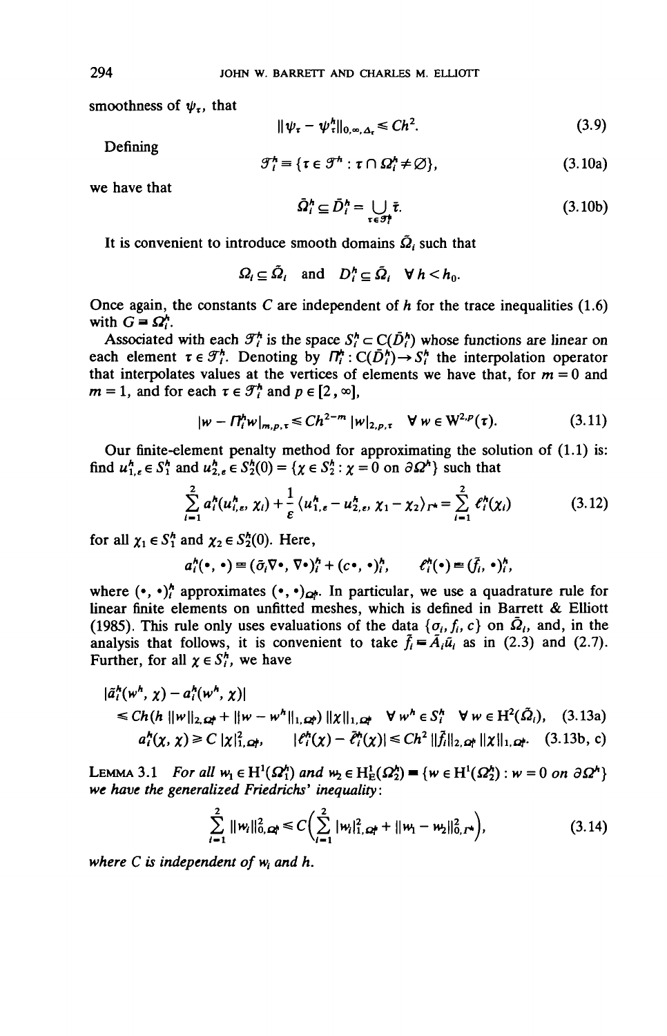smoothness of $\psi_\tau$, that

$$\|\psi_\tau - \psi_\tau^h\|_{0,\infty,\Delta_\tau} \leq Ch^2. \tag{3.9}$$

Defining

$$\mathcal{T}_i^h \equiv \{\tau \in \mathcal{T}^h : \tau \cap \Omega_i^h \neq \varnothing\}, \tag{3.10a}$$

we have that

$$\bar{\Omega}_i^h \subseteq \bar{D}_i^h = \bigcup_{\tau \in \mathcal{T}_i^h} \bar{\tau}. \tag{3.10b}$$

It is convenient to introduce smooth domains $\tilde{\Omega}_i$ such that

$$\Omega_i \subseteq \tilde{\Omega}_i \quad \text{and} \quad D_i^h \subseteq \tilde{\Omega}_i \quad \forall\, h < h_0.$$

Once again, the constants $C$ are independent of $h$ for the trace inequalities (1.6) with $G = \Omega_i^h$.

Associated with each $\mathcal{T}_i^h$ is the space $S_i^h \subset C(\bar{D}_i^h)$ whose functions are linear on each element $\tau \in \mathcal{T}_i^h$. Denoting by $\Pi_i^h : C(\bar{D}_i^h) \to S_i^h$ the interpolation operator that interpolates values at the vertices of elements we have that, for $m = 0$ and $m = 1$, and for each $\tau \in \mathcal{T}_i^h$ and $p \in [2, \infty]$,

$$|w - \Pi_i^h w|_{m,p,\tau} \leq Ch^{2-m}\, |w|_{2,p,\tau} \quad \forall\, w \in \mathrm{W}^{2,p}(\tau). \tag{3.11}$$

Our finite-element penalty method for approximating the solution of (1.1) is: find $u_{1,\varepsilon}^h \in S_1^h$ and $u_{2,\varepsilon}^h \in S_2^h(0) = \{\chi \in S_2^h : \chi = 0 \text{ on } \partial\Omega^h\}$ such that

$$\sum_{i=1}^{2} a_i^h(u_{i,\varepsilon}^h, \chi_i) + \frac{1}{\varepsilon}\langle u_{1,\varepsilon}^h - u_{2,\varepsilon}^h, \chi_1 - \chi_2\rangle_{\Gamma^h} = \sum_{i=1}^{2} \ell_i^h(\chi_i) \tag{3.12}$$

for all $\chi_1 \in S_1^h$ and $\chi_2 \in S_2^h(0)$. Here,

$$a_i^h(\bullet, \bullet) \equiv (\bar{\sigma}_i \nabla \bullet, \nabla \bullet)_i^h + (c\bullet, \bullet)_i^h, \qquad \ell_i^h(\bullet) \equiv (\bar{f}_i, \bullet)_i^h,$$

where $(\bullet, \bullet)_i^h$ approximates $(\bullet, \bullet)_{\Omega_i^h}$. In particular, we use a quadrature rule for linear finite elements on unfitted meshes, which is defined in Barrett & Elliott (1985). This rule only uses evaluations of the data $\{\sigma_i, f_i, c\}$ on $\bar{\Omega}_i$, and, in the analysis that follows, it is convenient to take $\bar{f}_i = \bar{A}_i \bar{u}_i$ as in (2.3) and (2.7). Further, for all $\chi \in S_i^h$, we have

$$|\tilde{a}_i^h(w^h, \chi) - a_i^h(w^h, \chi)|$$
$$\leq Ch(h\, \|w\|_{2,\Omega_i^h} + \|w - w^h\|_{1,\Omega_i^h})\, \|\chi\|_{1,\Omega_i^h} \quad \forall\, w^h \in S_i^h \quad \forall\, w \in \mathrm{H}^2(\tilde{\Omega}_i), \tag{3.13a}$$

$$a_i^h(\chi, \chi) \geq C\, |\chi|_{1,\Omega_i^h}^2, \qquad |\ell_i^h(\chi) - \tilde{\ell}_i^h(\chi)| \leq Ch^2\, \|\bar{f}_i\|_{2,\Omega_i^h}\, \|\chi\|_{1,\Omega_i^h}. \tag{3.13b, c}$$

**Lemma 3.1** *For all $w_1 \in \mathrm{H}^1(\Omega_1^h)$ and $w_2 \in \mathrm{H}_\mathrm{E}^1(\Omega_2^h) \equiv \{w \in \mathrm{H}^1(\Omega_2^h) : w = 0 \text{ on } \partial\Omega^h\}$ we have the generalized Friedrichs' inequality:*

$$\sum_{i=1}^{2} \|w_i\|_{0,\Omega_i^h}^2 \leq C\Big(\sum_{i=1}^{2} |w_i|_{1,\Omega_i^h}^2 + \|w_1 - w_2\|_{0,\Gamma^h}^2\Big), \tag{3.14}$$

*where $C$ is independent of $w_i$ and $h$.*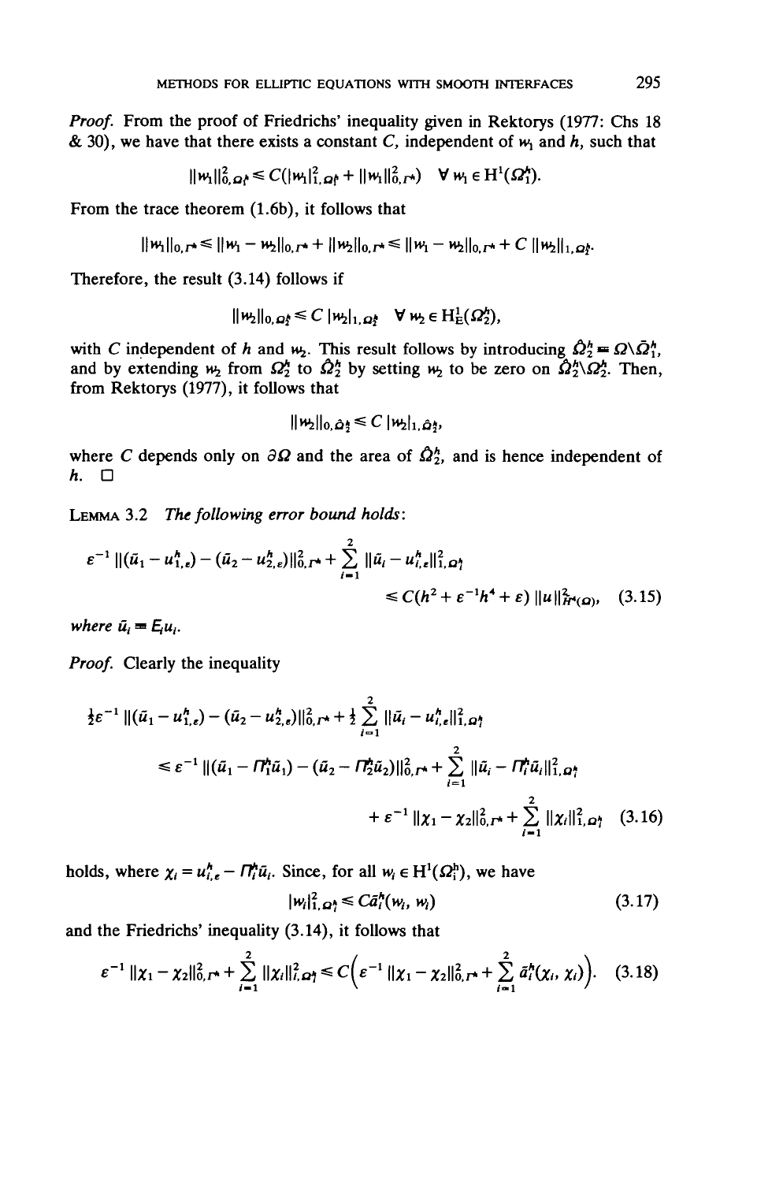*Proof.* From the proof of Friedrichs' inequality given in Rektorys (1977: Chs 18 & 30), we have that there exists a constant $C$, independent of $w_1$ and $h$, such that

$$\|w_1\|^2_{0,\Omega_1^h} \leq C(|w_1|^2_{1,\Omega_1^h} + \|w_1\|^2_{0,\Gamma^*}) \quad \forall\, w_1 \in \mathrm{H}^1(\Omega_1^h).$$

From the trace theorem (1.6b), it follows that

$$\|w_1\|_{0,\Gamma^*} \leq \|w_1 - w_2\|_{0,\Gamma^*} + \|w_2\|_{0,\Gamma^*} \leq \|w_1 - w_2\|_{0,\Gamma^*} + C\,\|w_2\|_{1,\Omega_2^h}.$$

Therefore, the result (3.14) follows if

$$\|w_2\|_{0,\Omega_2^h} \leq C\,|w_2|_{1,\Omega_2^h} \quad \forall\, w_2 \in \mathrm{H}^1_{\mathrm{E}}(\Omega_2^h),$$

with $C$ independent of $h$ and $w_2$. This result follows by introducing $\hat{\Omega}_2^h \equiv \Omega \backslash \bar{\Omega}_1^h$, and by extending $w_2$ from $\Omega_2^h$ to $\hat{\Omega}_2^h$ by setting $w_2$ to be zero on $\hat{\Omega}_2^h \backslash \Omega_2^h$. Then, from Rektorys (1977), it follows that

$$\|w_2\|_{0,\hat{\Omega}_2^h} \leq C\,|w_2|_{1,\hat{\Omega}_2^h},$$

where $C$ depends only on $\partial\Omega$ and the area of $\hat{\Omega}_2^h$, and is hence independent of $h$. □

LEMMA 3.2 *The following error bound holds*:

$$\varepsilon^{-1}\,\|(\bar{u}_1 - u^h_{1,\varepsilon}) - (\bar{u}_2 - u^h_{2,\varepsilon})\|^2_{0,\Gamma^*} + \sum_{i=1}^{2} \|\bar{u}_i - u^h_{i,\varepsilon}\|^2_{1,\Omega_i^h} \leq C(h^2 + \varepsilon^{-1}h^4 + \varepsilon)\,\|u\|^2_{\tilde{H}^2(\Omega)}, \quad (3.15)$$

*where* $\bar{u}_i \equiv E_i u_i$.

*Proof.* Clearly the inequality

$$\tfrac{1}{2}\varepsilon^{-1}\,\|(\bar{u}_1 - u^h_{1,\varepsilon}) - (\bar{u}_2 - u^h_{2,\varepsilon})\|^2_{0,\Gamma^*} + \tfrac{1}{2}\sum_{i=1}^{2} \|\bar{u}_i - u^h_{i,\varepsilon}\|^2_{1,\Omega_i^h}$$
$$\leq \varepsilon^{-1}\,\|(\bar{u}_1 - \Pi_1^h\bar{u}_1) - (\bar{u}_2 - \Pi_2^h\bar{u}_2)\|^2_{0,\Gamma^*} + \sum_{i=1}^{2} \|\bar{u}_i - \Pi_i^h\bar{u}_i\|^2_{1,\Omega_i^h}$$
$$+ \varepsilon^{-1}\,\|\chi_1 - \chi_2\|^2_{0,\Gamma^*} + \sum_{i=1}^{2} \|\chi_i\|^2_{1,\Omega_i^h} \quad (3.16)$$

holds, where $\chi_i = u^h_{i,\varepsilon} - \Pi_i^h\bar{u}_i$. Since, for all $w_i \in \mathrm{H}^1(\Omega_i^h)$, we have

$$|w_i|^2_{1,\Omega_i^h} \leq C\tilde{a}_i^h(w_i, w_i) \quad (3.17)$$

and the Friedrichs' inequality (3.14), it follows that

$$\varepsilon^{-1}\,\|\chi_1 - \chi_2\|^2_{0,\Gamma^*} + \sum_{i=1}^{2} \|\chi_i\|^2_{1,\Omega_i^h} \leq C\Big(\varepsilon^{-1}\,\|\chi_1 - \chi_2\|^2_{0,\Gamma^*} + \sum_{i=1}^{2} \tilde{a}_i^h(\chi_i, \chi_i)\Big). \quad (3.18)$$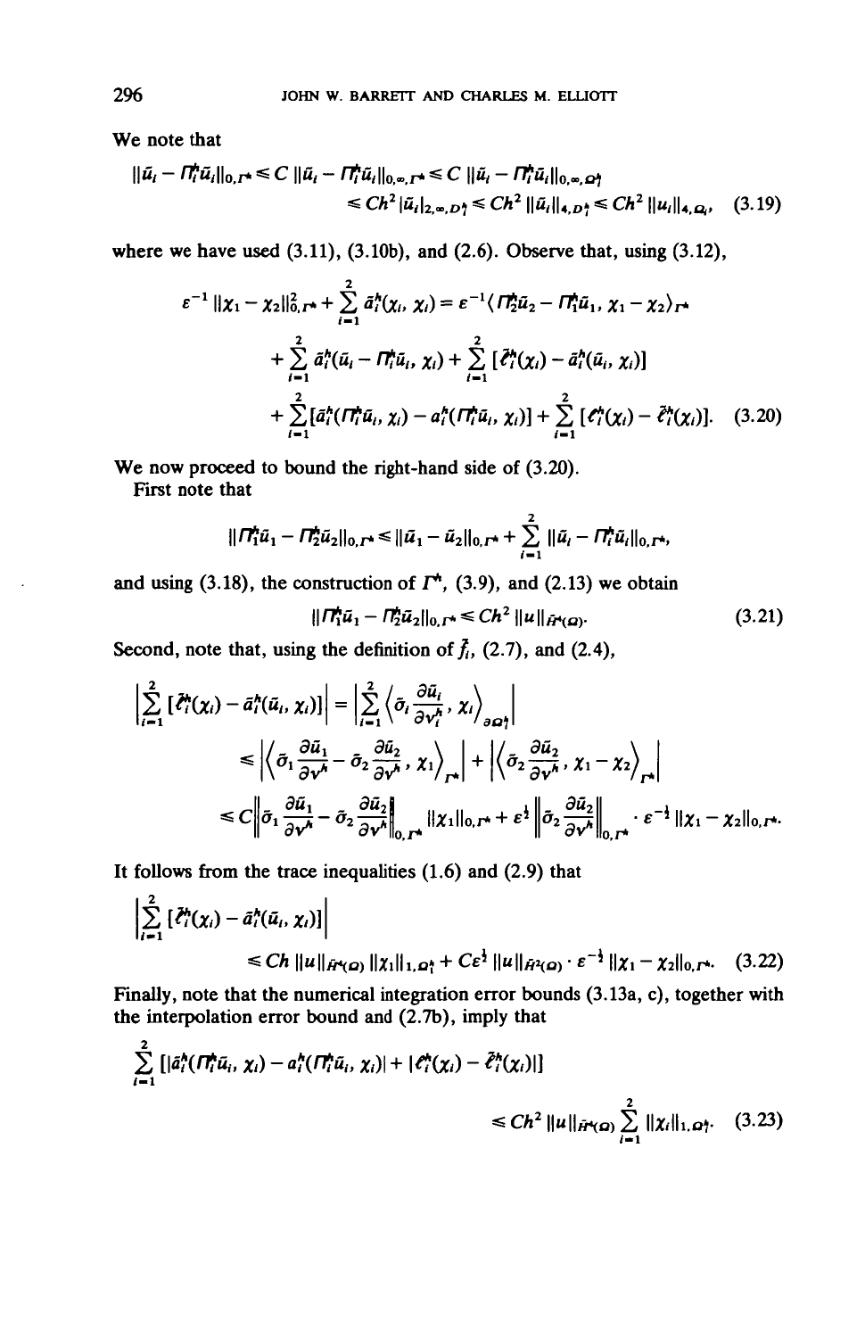We note that

$$\|\bar{u}_i - \Pi_i^h \bar{u}_i\|_{0,\Gamma^h} \leq C\,\|\bar{u}_i - \Pi_i^h \bar{u}_i\|_{0,\infty,\Gamma^h} \leq C\,\|\bar{u}_i - \Pi_i^h \bar{u}_i\|_{0,\infty,\Omega_i^h}$$
$$\leq Ch^2\,|\bar{u}_i|_{2,\infty,D_i^h} \leq Ch^2\,\|\bar{u}_i\|_{4,D_i^h} \leq Ch^2\,\|u_i\|_{4,\Omega_i}, \quad (3.19)$$

where we have used (3.11), (3.10b), and (2.6). Observe that, using (3.12),

$$\varepsilon^{-1}\,\|\chi_1 - \chi_2\|_{0,\Gamma^h}^2 + \sum_{i=1}^{2} \bar{a}_i^h(\chi_i, \chi_i) = \varepsilon^{-1}\langle \Pi_2^h \bar{u}_2 - \Pi_1^h \bar{u}_1, \chi_1 - \chi_2\rangle_{\Gamma^h}$$
$$+ \sum_{i=1}^{2} \bar{a}_i^h(\bar{u}_i - \Pi_i^h \bar{u}_i, \chi_i) + \sum_{i=1}^{2} [\bar{\ell}_i^h(\chi_i) - \bar{a}_i^h(\bar{u}_i, \chi_i)]$$
$$+ \sum_{i=1}^{2} [\bar{a}_i^h(\Pi_i^h \bar{u}_i, \chi_i) - a_i^h(\Pi_i^h \bar{u}_i, \chi_i)] + \sum_{i=1}^{2} [\ell_i^h(\chi_i) - \bar{\ell}_i^h(\chi_i)]. \quad (3.20)$$

We now proceed to bound the right-hand side of (3.20).

First note that

$$\|\Pi_1^h \bar{u}_1 - \Pi_2^h \bar{u}_2\|_{0,\Gamma^h} \leq \|\bar{u}_1 - \bar{u}_2\|_{0,\Gamma^h} + \sum_{i=1}^{2} \|\bar{u}_i - \Pi_i^h \bar{u}_i\|_{0,\Gamma^h},$$

and using (3.18), the construction of $\Gamma^h$, (3.9), and (2.13) we obtain

$$\|\Pi_1^h \bar{u}_1 - \Pi_2^h \bar{u}_2\|_{0,\Gamma^h} \leq Ch^2\,\|u\|_{\bar{H}^4(\Omega)}. \quad (3.21)$$

Second, note that, using the definition of $\bar{f}_i$, (2.7), and (2.4),

$$\left|\sum_{i=1}^{2} [\bar{\ell}_i^h(\chi_i) - \bar{a}_i^h(\bar{u}_i, \chi_i)]\right| = \left|\sum_{i=1}^{2} \left\langle \bar{\sigma}_i \frac{\partial \bar{u}_i}{\partial v_i^h}, \chi_i \right\rangle_{\partial\Omega_i^h}\right|$$
$$\leq \left|\left\langle \bar{\sigma}_1 \frac{\partial \bar{u}_1}{\partial v^h} - \bar{\sigma}_2 \frac{\partial \bar{u}_2}{\partial v^h}, \chi_1 \right\rangle_{\Gamma^h}\right| + \left|\left\langle \bar{\sigma}_2 \frac{\partial \bar{u}_2}{\partial v^h}, \chi_1 - \chi_2 \right\rangle_{\Gamma^h}\right|$$
$$\leq C\left\|\bar{\sigma}_1 \frac{\partial \bar{u}_1}{\partial v^h} - \bar{\sigma}_2 \frac{\partial \bar{u}_2}{\partial v^h}\right\|_{0,\Gamma^h} \|\chi_1\|_{0,\Gamma^h} + \varepsilon^{\frac{1}{2}} \left\|\bar{\sigma}_2 \frac{\partial \bar{u}_2}{\partial v^h}\right\|_{0,\Gamma^h} \cdot \varepsilon^{-\frac{1}{2}}\,\|\chi_1 - \chi_2\|_{0,\Gamma^h}.$$

It follows from the trace inequalities (1.6) and (2.9) that

$$\left|\sum_{i=1}^{2} [\bar{\ell}_i^h(\chi_i) - \bar{a}_i^h(\bar{u}_i, \chi_i)]\right|$$
$$\leq Ch\,\|u\|_{\bar{H}^4(\Omega)}\,\|\chi_1\|_{1,\Omega_1^h} + C\varepsilon^{\frac{1}{2}}\,\|u\|_{\bar{H}^2(\Omega)} \cdot \varepsilon^{-\frac{1}{2}}\,\|\chi_1 - \chi_2\|_{0,\Gamma^h}. \quad (3.22)$$

Finally, note that the numerical integration error bounds (3.13a, c), together with the interpolation error bound and (2.7b), imply that

$$\sum_{i=1}^{2} [|\bar{a}_i^h(\Pi_i^h \bar{u}_i, \chi_i) - a_i^h(\Pi_i^h \bar{u}_i, \chi_i)| + |\ell_i^h(\chi_i) - \bar{\ell}_i^h(\chi_i)|]$$
$$\leq Ch^2\,\|u\|_{\bar{H}^4(\Omega)} \sum_{i=1}^{2} \|\chi_i\|_{1,\Omega_i^h}. \quad (3.23)$$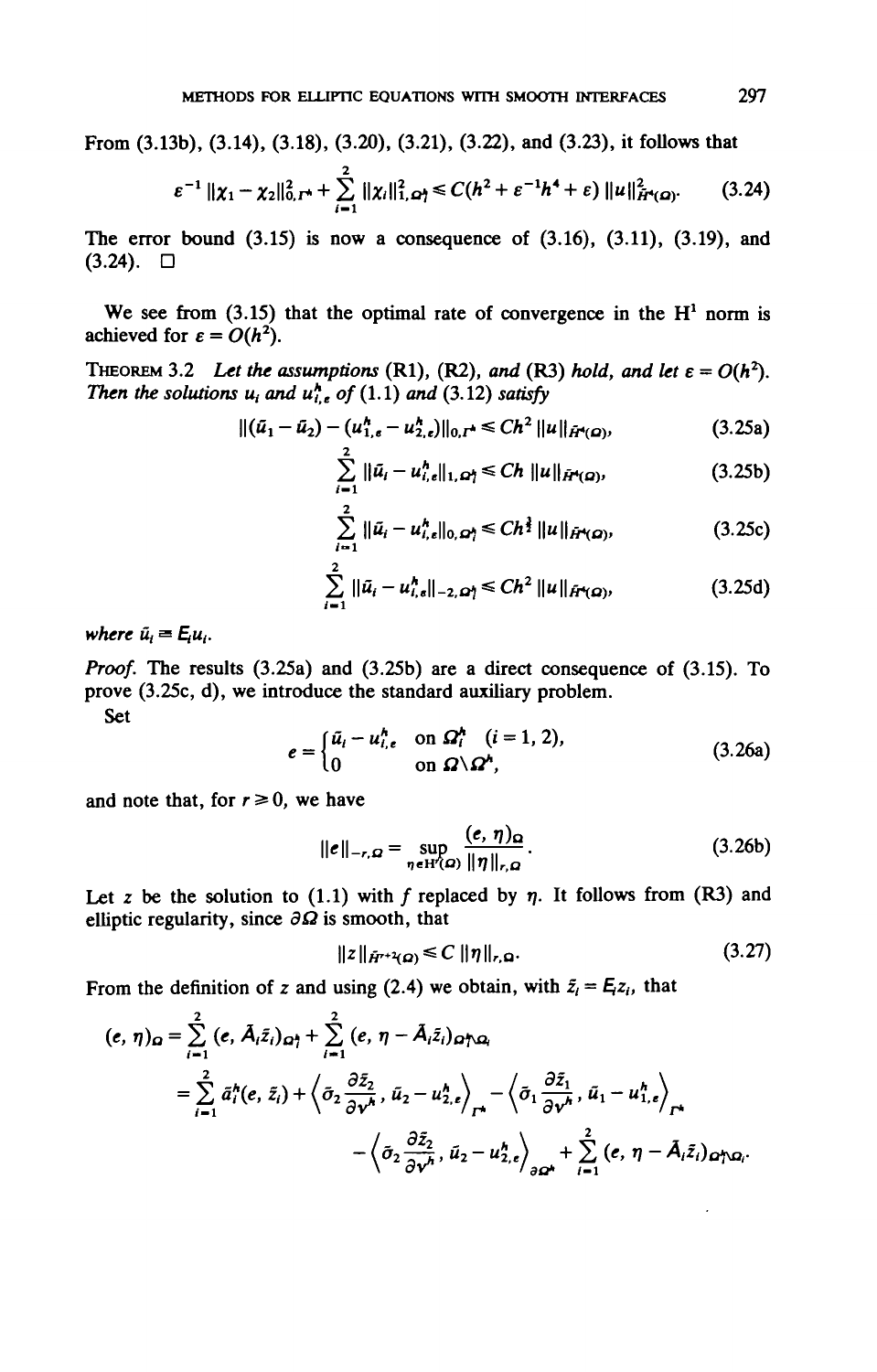From (3.13b), (3.14), (3.18), (3.20), (3.21), (3.22), and (3.23), it follows that

$$\varepsilon^{-1} \|\chi_1 - \chi_2\|^2_{0,\Gamma^h} + \sum_{i=1}^{2} \|\chi_i\|^2_{1,\Omega_i^h} \leq C(h^2 + \varepsilon^{-1}h^4 + \varepsilon) \|u\|^2_{\tilde{H}^4(\Omega)}. \tag{3.24}$$

The error bound (3.15) is now a consequence of (3.16), (3.11), (3.19), and (3.24). □

We see from (3.15) that the optimal rate of convergence in the $H^1$ norm is achieved for $\varepsilon = O(h^2)$.

THEOREM 3.2 *Let the assumptions* (R1), (R2), *and* (R3) *hold, and let* $\varepsilon = O(h^2)$. *Then the solutions* $u_i$ *and* $u^h_{i,\varepsilon}$ *of* (1.1) *and* (3.12) *satisfy*

$$\|(\bar{u}_1 - \bar{u}_2) - (u^h_{1,\varepsilon} - u^h_{2,\varepsilon})\|_{0,\Gamma^h} \leq Ch^2 \|u\|_{\tilde{H}^4(\Omega)}, \tag{3.25a}$$

$$\sum_{i=1}^{2} \|\bar{u}_i - u^h_{i,\varepsilon}\|_{1,\Omega_i^h} \leq Ch \|u\|_{\tilde{H}^4(\Omega)}, \tag{3.25b}$$

$$\sum_{i=1}^{2} \|\bar{u}_i - u^h_{i,\varepsilon}\|_{0,\Omega_i^h} \leq Ch^{\frac{3}{2}} \|u\|_{\tilde{H}^4(\Omega)}, \tag{3.25c}$$

$$\sum_{i=1}^{2} \|\bar{u}_i - u^h_{i,\varepsilon}\|_{-2,\Omega_i^h} \leq Ch^2 \|u\|_{\tilde{H}^4(\Omega)}, \tag{3.25d}$$

*where* $\bar{u}_i \equiv E_i u_i$.

*Proof.* The results (3.25a) and (3.25b) are a direct consequence of (3.15). To prove (3.25c, d), we introduce the standard auxiliary problem.

Set

$$e = \begin{cases} \bar{u}_i - u^h_{i,\varepsilon} & \text{on } \Omega_i^h \quad (i = 1, 2), \\ 0 & \text{on } \Omega \backslash \Omega^h, \end{cases} \tag{3.26a}$$

and note that, for $r \geq 0$, we have

$$\|e\|_{-r,\Omega} = \sup_{\eta \in H^r(\Omega)} \frac{(e, \eta)_\Omega}{\|\eta\|_{r,\Omega}}. \tag{3.26b}$$

Let $z$ be the solution to (1.1) with $f$ replaced by $\eta$. It follows from (R3) and elliptic regularity, since $\partial\Omega$ is smooth, that

$$\|z\|_{\tilde{H}^{r+2}(\Omega)} \leq C \|\eta\|_{r,\Omega}. \tag{3.27}$$

From the definition of $z$ and using (2.4) we obtain, with $\bar{z}_i = E_i z_i$, that

$$\begin{aligned}
(e, \eta)_\Omega &= \sum_{i=1}^{2} (e, \bar{A}_i \bar{z}_i)_{\Omega_i^h} + \sum_{i=1}^{2} (e, \eta - \bar{A}_i \bar{z}_i)_{\Omega_i^h \backslash \Omega_i} \\
&= \sum_{i=1}^{2} \bar{a}_i^h(e, \bar{z}_i) + \left\langle \bar{\sigma}_2 \frac{\partial \bar{z}_2}{\partial v^h}, \bar{u}_2 - u^h_{2,\varepsilon} \right\rangle_{\Gamma^h} - \left\langle \bar{\sigma}_1 \frac{\partial \bar{z}_1}{\partial v^h}, \bar{u}_1 - u^h_{1,\varepsilon} \right\rangle_{\Gamma^h} \\
&\quad - \left\langle \bar{\sigma}_2 \frac{\partial \bar{z}_2}{\partial v^h}, \bar{u}_2 - u^h_{2,\varepsilon} \right\rangle_{\partial\Omega^h} + \sum_{i=1}^{2} (e, \eta - \bar{A}_i \bar{z}_i)_{\Omega_i^h \backslash \Omega_i}.
\end{aligned}$$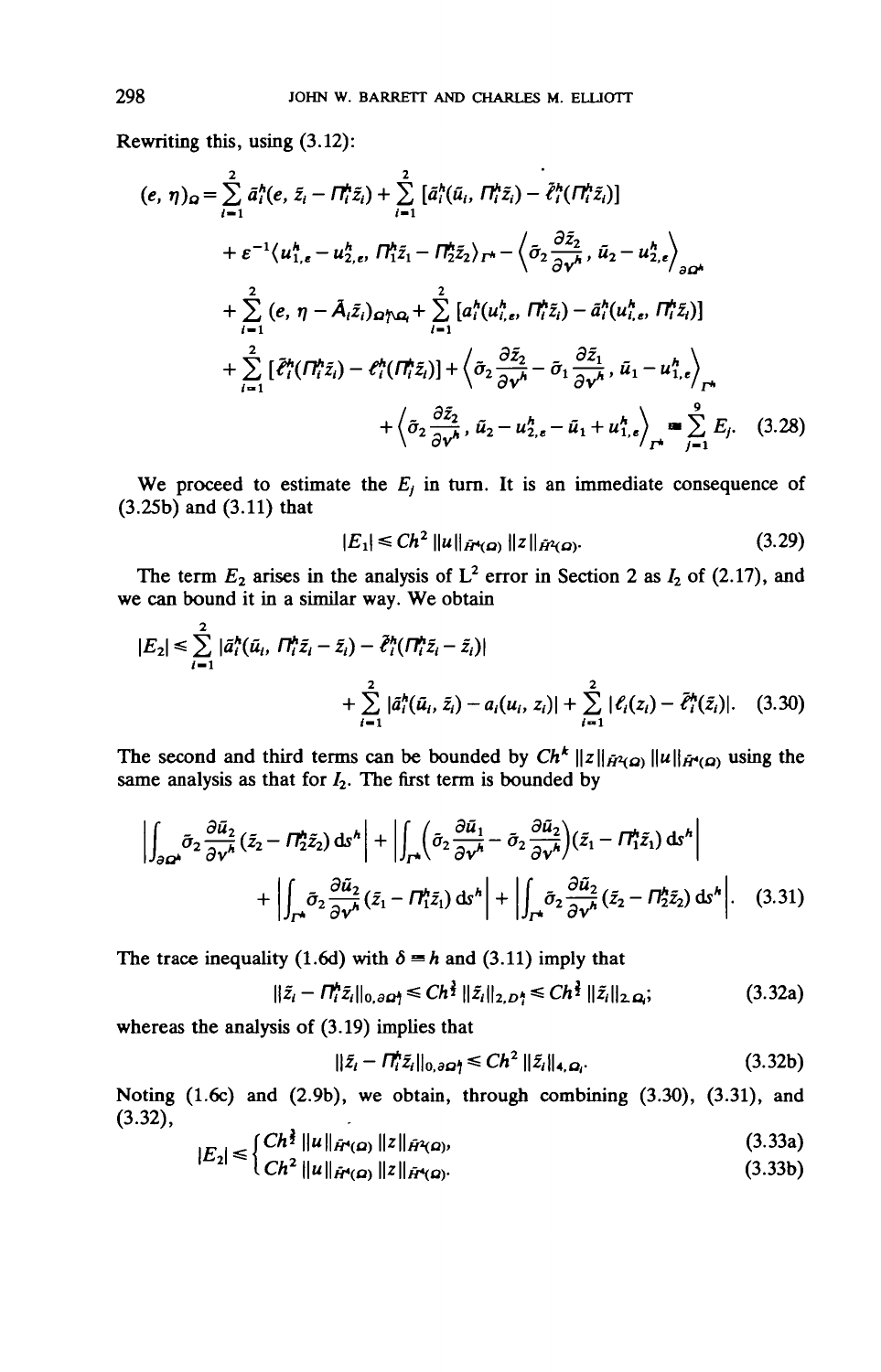Rewriting this, using (3.12):

$$
\begin{aligned}
(e, \eta)_\Omega = {} & \sum_{i=1}^{2} \tilde{a}_i^h(e, \tilde{z}_i - \Pi_i^h \tilde{z}_i) + \sum_{i=1}^{2} [\tilde{a}_i^h(\tilde{u}_i, \Pi_i^h \tilde{z}_i) - \tilde{\ell}_i^h(\Pi_i^h \tilde{z}_i)] \\
& + \varepsilon^{-1} \langle u_{1,\varepsilon}^h - u_{2,\varepsilon}^h, \Pi_1^h \tilde{z}_1 - \Pi_2^h \tilde{z}_2 \rangle_{\Gamma^h} - \left\langle \tilde{\sigma}_2 \frac{\partial \tilde{z}_2}{\partial \nu^h}, \tilde{u}_2 - u_{2,\varepsilon}^h \right\rangle_{\partial \Omega^h} \\
& + \sum_{i=1}^{2} (e, \eta - \tilde{A}_i \tilde{z}_i)_{\Omega_i^h \setminus \Omega_i} + \sum_{i=1}^{2} [a_i^h(u_{i,\varepsilon}^h, \Pi_i^h \tilde{z}_i) - \tilde{a}_i^h(u_{i,\varepsilon}^h, \Pi_i^h \tilde{z}_i)] \\
& + \sum_{i=1}^{2} [\tilde{\ell}_i^h(\Pi_i^h \tilde{z}_i) - \ell_i^h(\Pi_i^h \tilde{z}_i)] + \left\langle \tilde{\sigma}_2 \frac{\partial \tilde{z}_2}{\partial \nu^h} - \tilde{\sigma}_1 \frac{\partial \tilde{z}_1}{\partial \nu^h}, \tilde{u}_1 - u_{1,\varepsilon}^h \right\rangle_{\Gamma^h} \\
& + \left\langle \tilde{\sigma}_2 \frac{\partial \tilde{z}_2}{\partial \nu^h}, \tilde{u}_2 - u_{2,\varepsilon}^h - \tilde{u}_1 + u_{1,\varepsilon}^h \right\rangle_{\Gamma^h} \equiv \sum_{j=1}^{9} E_j. \qquad (3.28)
\end{aligned}
$$

We proceed to estimate the $E_j$ in turn. It is an immediate consequence of (3.25b) and (3.11) that

$$
|E_1| \leq Ch^2 \|u\|_{\tilde{H}^4(\Omega)} \|z\|_{\tilde{H}^2(\Omega)}. \qquad (3.29)
$$

The term $E_2$ arises in the analysis of $L^2$ error in Section 2 as $I_2$ of (2.17), and we can bound it in a similar way. We obtain

$$
\begin{aligned}
|E_2| \leq {} & \sum_{i=1}^{2} |\tilde{a}_i^h(\tilde{u}_i, \Pi_i^h \tilde{z}_i - \tilde{z}_i) - \tilde{\ell}_i^h(\Pi_i^h \tilde{z}_i - \tilde{z}_i)| \\
& + \sum_{i=1}^{2} |\tilde{a}_i^h(\tilde{u}_i, \tilde{z}_i) - a_i(u_i, z_i)| + \sum_{i=1}^{2} |\ell_i(z_i) - \tilde{\ell}_i^h(\tilde{z}_i)|. \qquad (3.30)
\end{aligned}
$$

The second and third terms can be bounded by $Ch^k \|z\|_{\tilde{H}^2(\Omega)} \|u\|_{\tilde{H}^4(\Omega)}$ using the same analysis as that for $I_2$. The first term is bounded by

$$
\begin{aligned}
& \left| \int_{\partial \Omega^h} \tilde{\sigma}_2 \frac{\partial \tilde{u}_2}{\partial \nu^h} (\tilde{z}_2 - \Pi_2^h \tilde{z}_2) \, ds^h \right| + \left| \int_{\Gamma^h} \left( \tilde{\sigma}_2 \frac{\partial \tilde{u}_1}{\partial \nu^h} - \tilde{\sigma}_2 \frac{\partial \tilde{u}_2}{\partial \nu^h} \right) (\tilde{z}_1 - \Pi_1^h \tilde{z}_1) \, ds^h \right| \\
& + \left| \int_{\Gamma^h} \tilde{\sigma}_2 \frac{\partial \tilde{u}_2}{\partial \nu^h} (\tilde{z}_1 - \Pi_1^h \tilde{z}_1) \, ds^h \right| + \left| \int_{\Gamma^h} \tilde{\sigma}_2 \frac{\partial \tilde{u}_2}{\partial \nu^h} (\tilde{z}_2 - \Pi_2^h \tilde{z}_2) \, ds^h \right|. \qquad (3.31)
\end{aligned}
$$

The trace inequality (1.6d) with $\delta = h$ and (3.11) imply that

$$
\|\tilde{z}_i - \Pi_i^h \tilde{z}_i\|_{0, \partial \Omega_i^h} \leq Ch^{\frac{3}{2}} \|\tilde{z}_i\|_{2, D_i^h} \leq Ch^{\frac{3}{2}} \|\tilde{z}_i\|_{2, \Omega_i}; \qquad (3.32a)
$$

whereas the analysis of (3.19) implies that

$$
\|\tilde{z}_i - \Pi_i^h \tilde{z}_i\|_{0, \partial \Omega_i^h} \leq Ch^2 \|\tilde{z}_i\|_{4, \Omega_i}. \qquad (3.32b)
$$

Noting (1.6c) and (2.9b), we obtain, through combining (3.30), (3.31), and (3.32),

$$
|E_2| \leq \begin{cases} Ch^{\frac{3}{2}} \|u\|_{\tilde{H}^4(\Omega)} \|z\|_{\tilde{H}^2(\Omega)}, & (3.33a) \\ Ch^2 \|u\|_{\tilde{H}^4(\Omega)} \|z\|_{\tilde{H}^4(\Omega)}. & (3.33b) \end{cases}
$$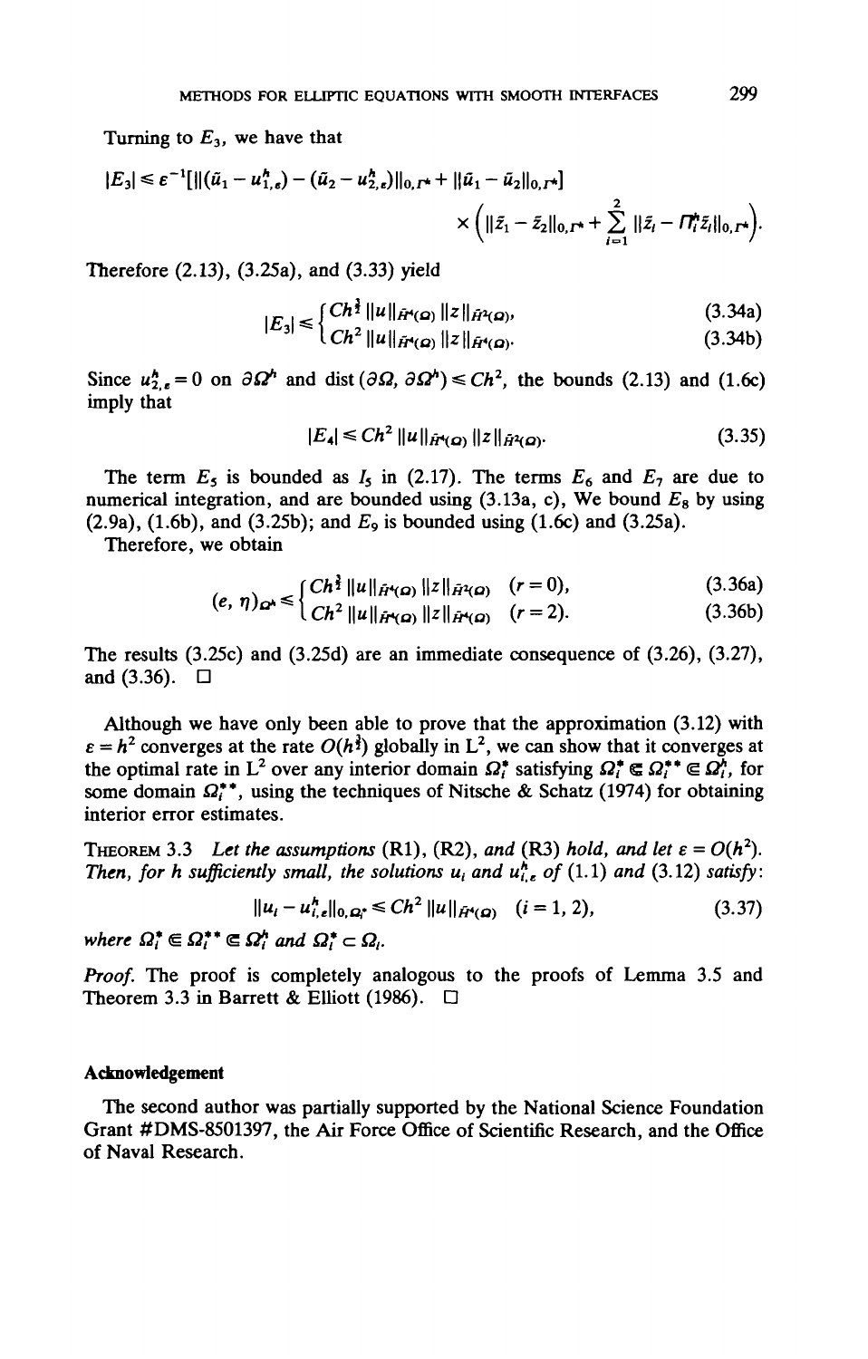Turning to $E_3$, we have that

$$|E_3| \leqslant \varepsilon^{-1}[\|(\tilde{u}_1 - u_{1,\varepsilon}^h) - (\tilde{u}_2 - u_{2,\varepsilon}^h)\|_{0,\Gamma^h} + \|\tilde{u}_1 - \tilde{u}_2\|_{0,\Gamma^h}] \times \left(\|\tilde{z}_1 - \tilde{z}_2\|_{0,\Gamma^h} + \sum_{i=1}^{2} \|\tilde{z}_i - \Pi_i^h \tilde{z}_i\|_{0,\Gamma^h}\right).$$

Therefore (2.13), (3.25a), and (3.33) yield

$$|E_3| \leqslant \begin{cases} Ch^{\frac{3}{2}} \|u\|_{\tilde{H}^4(\Omega)} \|z\|_{\tilde{H}^2(\Omega)}, & (3.34a) \\ Ch^2 \|u\|_{\tilde{H}^4(\Omega)} \|z\|_{\tilde{H}^4(\Omega)}. & (3.34b) \end{cases}$$

Since $u_{2,\varepsilon}^h = 0$ on $\partial\Omega^h$ and $\operatorname{dist}(\partial\Omega, \partial\Omega^h) \leqslant Ch^2$, the bounds (2.13) and (1.6c) imply that

$$|E_4| \leqslant Ch^2 \|u\|_{\tilde{H}^4(\Omega)} \|z\|_{\tilde{H}^2(\Omega)}. \tag{3.35}$$

The term $E_5$ is bounded as $I_5$ in (2.17). The terms $E_6$ and $E_7$ are due to numerical integration, and are bounded using (3.13a, c), We bound $E_8$ by using (2.9a), (1.6b), and (3.25b); and $E_9$ is bounded using (1.6c) and (3.25a).

Therefore, we obtain

$$(e, \eta)_{\Omega^h} \leqslant \begin{cases} Ch^{\frac{3}{2}} \|u\|_{\tilde{H}^4(\Omega)} \|z\|_{\tilde{H}^2(\Omega)} & (r = 0), & (3.36a) \\ Ch^2 \|u\|_{\tilde{H}^4(\Omega)} \|z\|_{\tilde{H}^4(\Omega)} & (r = 2). & (3.36b) \end{cases}$$

The results (3.25c) and (3.25d) are an immediate consequence of (3.26), (3.27), and (3.36). □

Although we have only been able to prove that the approximation (3.12) with $\varepsilon = h^2$ converges at the rate $O(h^{\frac{3}{2}})$ globally in $L^2$, we can show that it converges at the optimal rate in $L^2$ over any interior domain $\Omega_i^*$ satisfying $\Omega_i^* \Subset \Omega_i^{**} \Subset \Omega_i^h$, for some domain $\Omega_i^{**}$, using the techniques of Nitsche & Schatz (1974) for obtaining interior error estimates.

THEOREM 3.3 *Let the assumptions* (R1), (R2), *and* (R3) *hold, and let* $\varepsilon = O(h^2)$. *Then, for h sufficiently small, the solutions* $u_i$ *and* $u_{i,\varepsilon}^h$ *of* (1.1) *and* (3.12) *satisfy*:

$$\|u_i - u_{i,\varepsilon}^h\|_{0,\Omega_i^*} \leqslant Ch^2 \|u\|_{\tilde{H}^4(\Omega)} \quad (i = 1, 2), \tag{3.37}$$

*where* $\Omega_i^* \Subset \Omega_i^{**} \Subset \Omega_i^h$ *and* $\Omega_i^* \subset \Omega_i$.

*Proof.* The proof is completely analogous to the proofs of Lemma 3.5 and Theorem 3.3 in Barrett & Elliott (1986). □

## Acknowledgement

The second author was partially supported by the National Science Foundation Grant #DMS-8501397, the Air Force Office of Scientific Research, and the Office of Naval Research.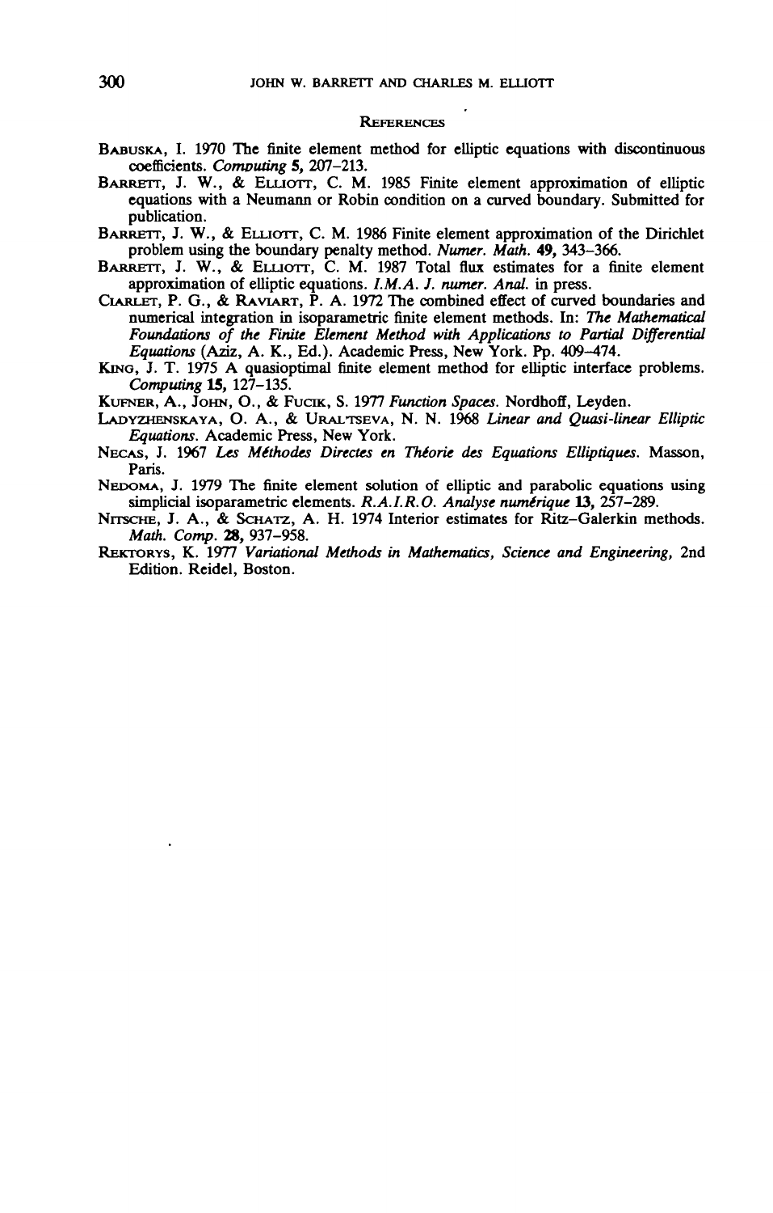## REFERENCES

BABUSKA, I. 1970 The finite element method for elliptic equations with discontinuous coefficients. *Computing* **5**, 207–213.

BARRETT, J. W., & ELLIOTT, C. M. 1985 Finite element approximation of elliptic equations with a Neumann or Robin condition on a curved boundary. Submitted for publication.

BARRETT, J. W., & ELLIOTT, C. M. 1986 Finite element approximation of the Dirichlet problem using the boundary penalty method. *Numer. Math.* **49**, 343–366.

BARRETT, J. W., & ELLIOTT, C. M. 1987 Total flux estimates for a finite element approximation of elliptic equations. *I.M.A. J. numer. Anal.* in press.

CIARLET, P. G., & RAVIART, P. A. 1972 The combined effect of curved boundaries and numerical integration in isoparametric finite element methods. In: *The Mathematical Foundations of the Finite Element Method with Applications to Partial Differential Equations* (Aziz, A. K., Ed.). Academic Press, New York. Pp. 409–474.

KING, J. T. 1975 A quasioptimal finite element method for elliptic interface problems. *Computing* **15**, 127–135.

KUFNER, A., JOHN, O., & FUCIK, S. 1977 *Function Spaces*. Nordhoff, Leyden.

LADYZHENSKAYA, O. A., & URAL'TSEVA, N. N. 1968 *Linear and Quasi-linear Elliptic Equations*. Academic Press, New York.

NECAS, J. 1967 *Les Méthodes Directes en Théorie des Equations Elliptiques*. Masson, Paris.

NEDOMA, J. 1979 The finite element solution of elliptic and parabolic equations using simplicial isoparametric elements. *R.A.I.R.O. Analyse numérique* **13**, 257–289.

NITSCHE, J. A., & SCHATZ, A. H. 1974 Interior estimates for Ritz–Galerkin methods. *Math. Comp.* **28**, 937–958.

REKTORYS, K. 1977 *Variational Methods in Mathematics, Science and Engineering*, 2nd Edition. Reidel, Boston.